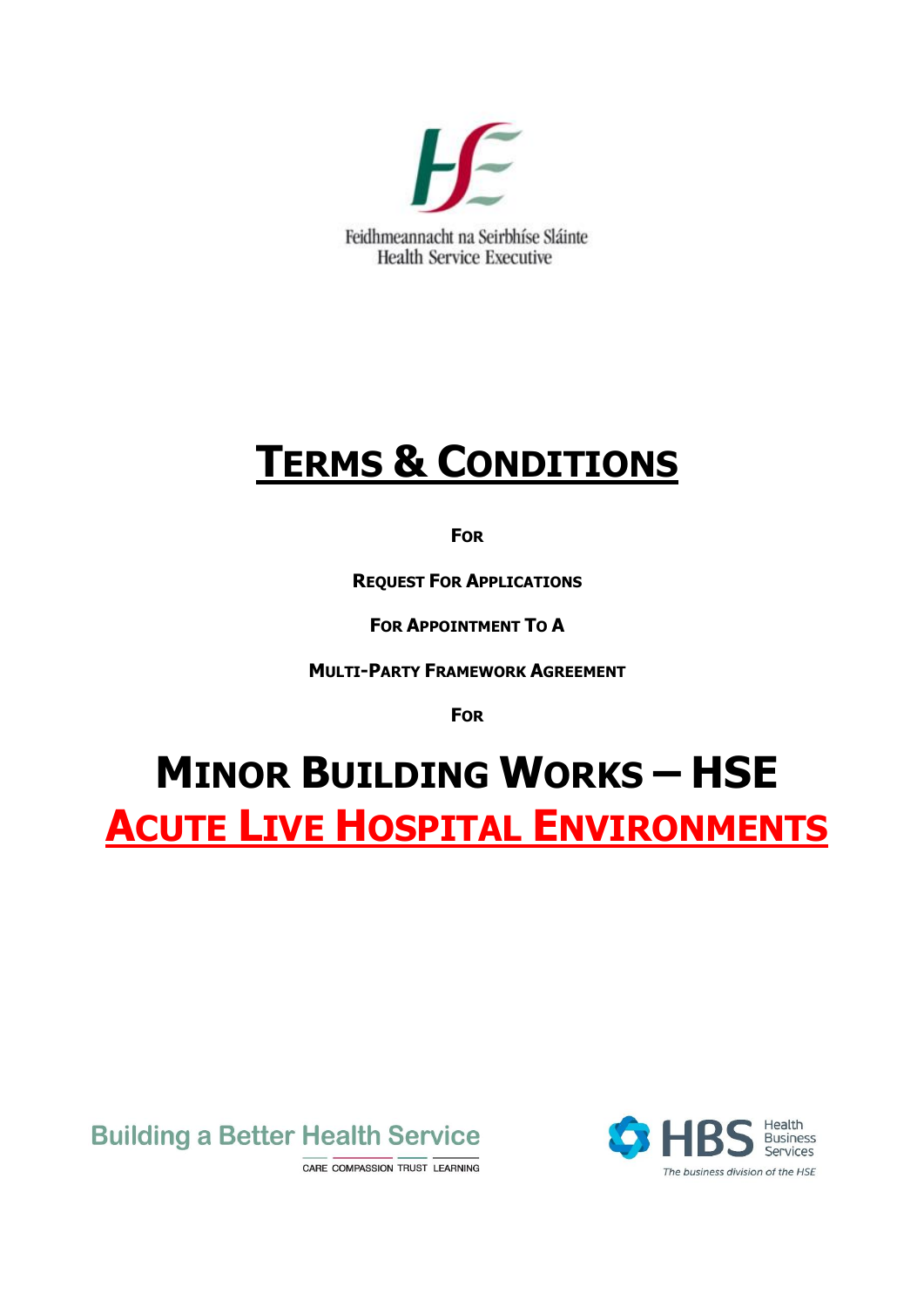Feidhmeannacht na Seirbhíse Sláinte
Health Service Executive

# TERMS & CONDITIONS

**FOR**

**REQUEST FOR APPLICATIONS**

**FOR APPOINTMENT TO A**

**MULTI-PARTY FRAMEWORK AGREEMENT**

**FOR**

# MINOR BUILDING WORKS – HSE

# ACUTE LIVE HOSPITAL ENVIRONMENTS

Building a Better Health Service

CARE COMPASSION TRUST LEARNING

HBS Health Business Services

*The business division of the HSE*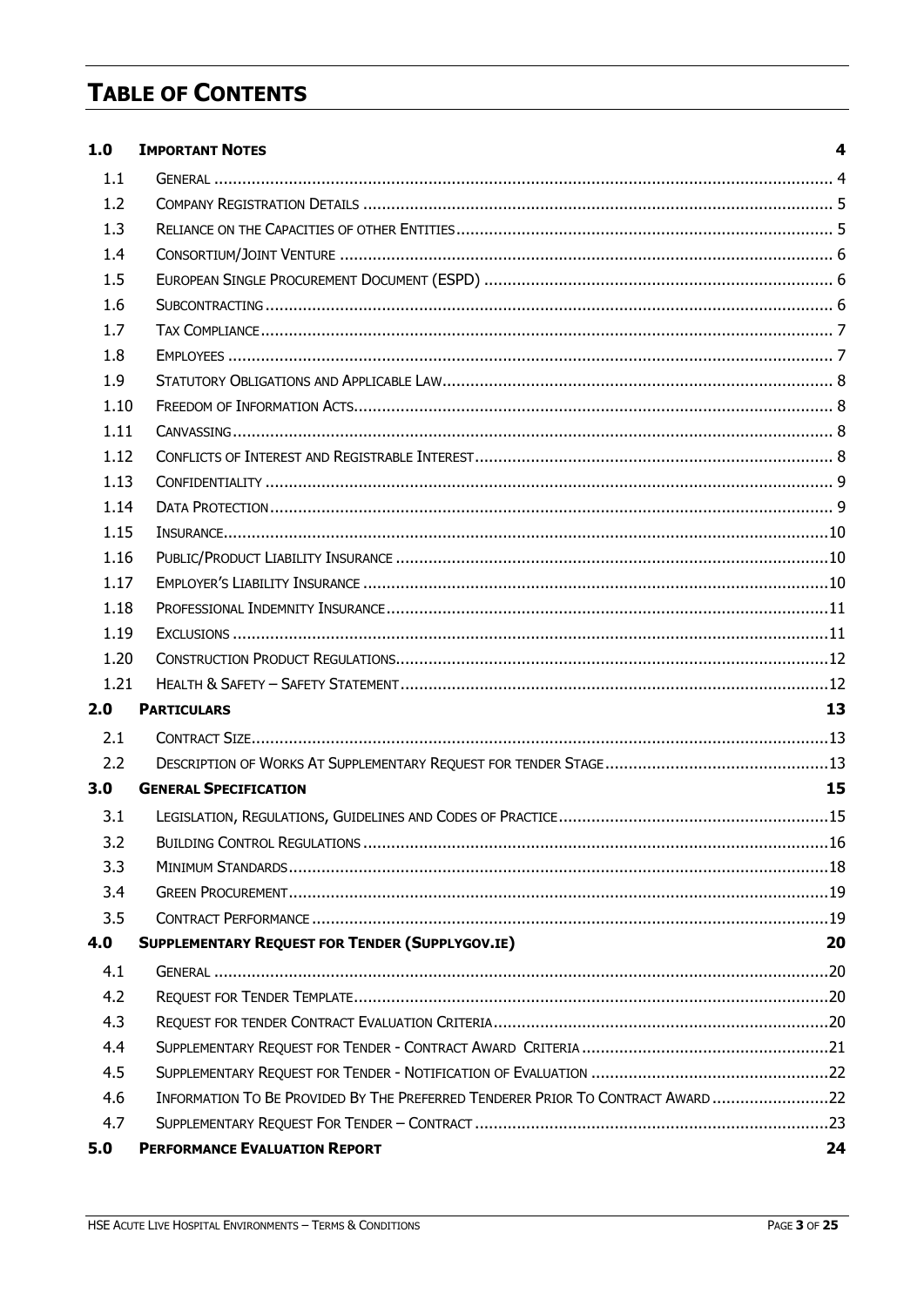# TABLE OF CONTENTS

| | | |
|---|---|---|
| **1.0** | **IMPORTANT NOTES** | **4** |
| 1.1 | GENERAL | 4 |
| 1.2 | COMPANY REGISTRATION DETAILS | 5 |
| 1.3 | RELIANCE ON THE CAPACITIES OF OTHER ENTITIES | 5 |
| 1.4 | CONSORTIUM/JOINT VENTURE | 6 |
| 1.5 | EUROPEAN SINGLE PROCUREMENT DOCUMENT (ESPD) | 6 |
| 1.6 | SUBCONTRACTING | 6 |
| 1.7 | TAX COMPLIANCE | 7 |
| 1.8 | EMPLOYEES | 7 |
| 1.9 | STATUTORY OBLIGATIONS AND APPLICABLE LAW | 8 |
| 1.10 | FREEDOM OF INFORMATION ACTS | 8 |
| 1.11 | CANVASSING | 8 |
| 1.12 | CONFLICTS OF INTEREST AND REGISTRABLE INTEREST | 8 |
| 1.13 | CONFIDENTIALITY | 9 |
| 1.14 | DATA PROTECTION | 9 |
| 1.15 | INSURANCE | 10 |
| 1.16 | PUBLIC/PRODUCT LIABILITY INSURANCE | 10 |
| 1.17 | EMPLOYER'S LIABILITY INSURANCE | 10 |
| 1.18 | PROFESSIONAL INDEMNITY INSURANCE | 11 |
| 1.19 | EXCLUSIONS | 11 |
| 1.20 | CONSTRUCTION PRODUCT REGULATIONS | 12 |
| 1.21 | HEALTH & SAFETY – SAFETY STATEMENT | 12 |
| **2.0** | **PARTICULARS** | **13** |
| 2.1 | CONTRACT SIZE | 13 |
| 2.2 | DESCRIPTION OF WORKS AT SUPPLEMENTARY REQUEST FOR TENDER STAGE | 13 |
| **3.0** | **GENERAL SPECIFICATION** | **15** |
| 3.1 | LEGISLATION, REGULATIONS, GUIDELINES AND CODES OF PRACTICE | 15 |
| 3.2 | BUILDING CONTROL REGULATIONS | 16 |
| 3.3 | MINIMUM STANDARDS | 18 |
| 3.4 | GREEN PROCUREMENT | 19 |
| 3.5 | CONTRACT PERFORMANCE | 19 |
| **4.0** | **SUPPLEMENTARY REQUEST FOR TENDER (SUPPLYGOV.IE)** | **20** |
| 4.1 | GENERAL | 20 |
| 4.2 | REQUEST FOR TENDER TEMPLATE | 20 |
| 4.3 | REQUEST FOR TENDER CONTRACT EVALUATION CRITERIA | 20 |
| 4.4 | SUPPLEMENTARY REQUEST FOR TENDER - CONTRACT AWARD CRITERIA | 21 |
| 4.5 | SUPPLEMENTARY REQUEST FOR TENDER - NOTIFICATION OF EVALUATION | 22 |
| 4.6 | INFORMATION TO BE PROVIDED BY THE PREFERRED TENDERER PRIOR TO CONTRACT AWARD | 22 |
| 4.7 | SUPPLEMENTARY REQUEST FOR TENDER – CONTRACT | 23 |
| **5.0** | **PERFORMANCE EVALUATION REPORT** | **24** |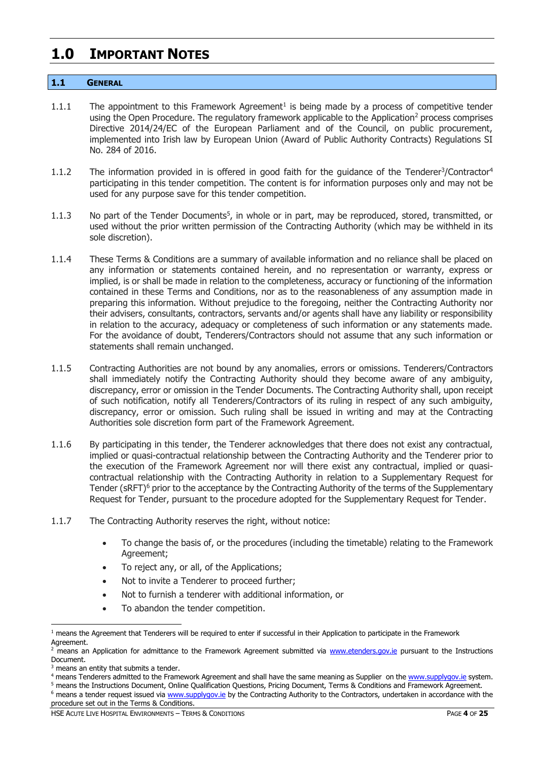# 1.0 Important Notes

## 1.1 General

1.1.1 The appointment to this Framework Agreement[1] is being made by a process of competitive tender using the Open Procedure. The regulatory framework applicable to the Application[2] process comprises Directive 2014/24/EC of the European Parliament and of the Council, on public procurement, implemented into Irish law by European Union (Award of Public Authority Contracts) Regulations SI No. 284 of 2016.

1.1.2 The information provided in is offered in good faith for the guidance of the Tenderer[3]/Contractor[4] participating in this tender competition. The content is for information purposes only and may not be used for any purpose save for this tender competition.

1.1.3 No part of the Tender Documents[5], in whole or in part, may be reproduced, stored, transmitted, or used without the prior written permission of the Contracting Authority (which may be withheld in its sole discretion).

1.1.4 These Terms & Conditions are a summary of available information and no reliance shall be placed on any information or statements contained herein, and no representation or warranty, express or implied, is or shall be made in relation to the completeness, accuracy or functioning of the information contained in these Terms and Conditions, nor as to the reasonableness of any assumption made in preparing this information. Without prejudice to the foregoing, neither the Contracting Authority nor their advisers, consultants, contractors, servants and/or agents shall have any liability or responsibility in relation to the accuracy, adequacy or completeness of such information or any statements made. For the avoidance of doubt, Tenderers/Contractors should not assume that any such information or statements shall remain unchanged.

1.1.5 Contracting Authorities are not bound by any anomalies, errors or omissions. Tenderers/Contractors shall immediately notify the Contracting Authority should they become aware of any ambiguity, discrepancy, error or omission in the Tender Documents. The Contracting Authority shall, upon receipt of such notification, notify all Tenderers/Contractors of its ruling in respect of any such ambiguity, discrepancy, error or omission. Such ruling shall be issued in writing and may at the Contracting Authorities sole discretion form part of the Framework Agreement.

1.1.6 By participating in this tender, the Tenderer acknowledges that there does not exist any contractual, implied or quasi-contractual relationship between the Contracting Authority and the Tenderer prior to the execution of the Framework Agreement nor will there exist any contractual, implied or quasi-contractual relationship with the Contracting Authority in relation to a Supplementary Request for Tender (sRFT)[6] prior to the acceptance by the Contracting Authority of the terms of the Supplementary Request for Tender, pursuant to the procedure adopted for the Supplementary Request for Tender.

1.1.7 The Contracting Authority reserves the right, without notice:

- To change the basis of, or the procedures (including the timetable) relating to the Framework Agreement;
- To reject any, or all, of the Applications;
- Not to invite a Tenderer to proceed further;
- Not to furnish a tenderer with additional information, or
- To abandon the tender competition.

---

[1] means the Agreement that Tenderers will be required to enter if successful in their Application to participate in the Framework Agreement.

[2] means an Application for admittance to the Framework Agreement submitted via www.etenders.gov.ie pursuant to the Instructions Document.

[3] means an entity that submits a tender.

[4] means Tenderers admitted to the Framework Agreement and shall have the same meaning as Supplier on the www.supplygov.ie system.

[5] means the Instructions Document, Online Qualification Questions, Pricing Document, Terms & Conditions and Framework Agreement.

[6] means a tender request issued via www.supplygov.ie by the Contracting Authority to the Contractors, undertaken in accordance with the procedure set out in the Terms & Conditions.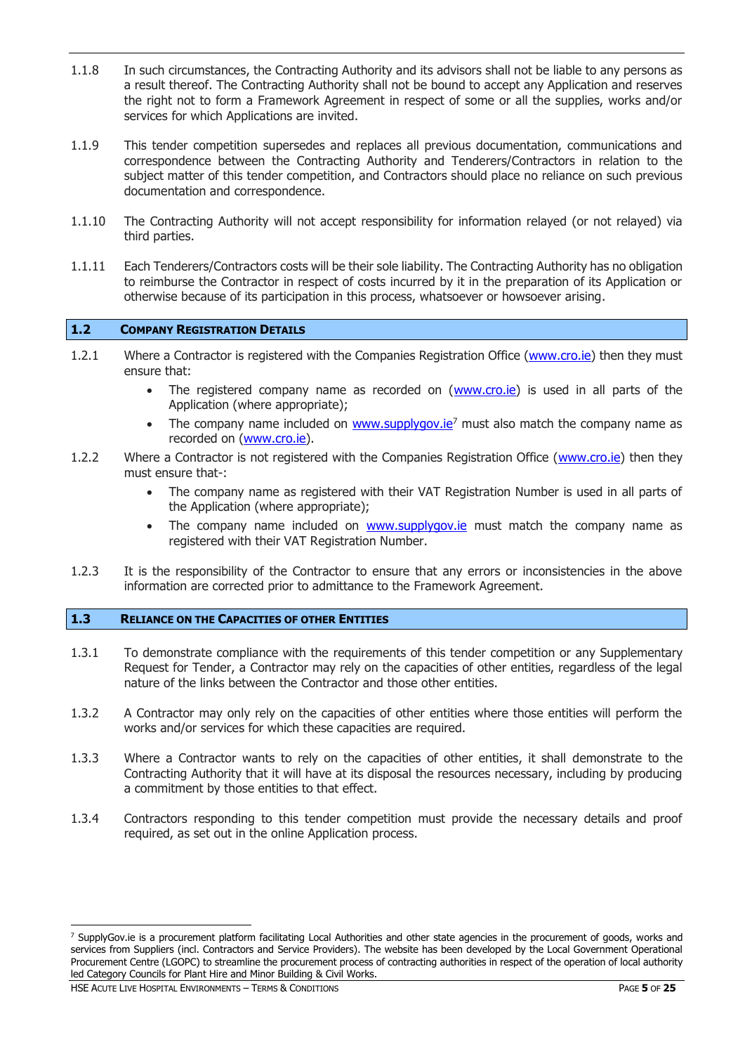1.1.8 In such circumstances, the Contracting Authority and its advisors shall not be liable to any persons as a result thereof. The Contracting Authority shall not be bound to accept any Application and reserves the right not to form a Framework Agreement in respect of some or all the supplies, works and/or services for which Applications are invited.

1.1.9 This tender competition supersedes and replaces all previous documentation, communications and correspondence between the Contracting Authority and Tenderers/Contractors in relation to the subject matter of this tender competition, and Contractors should place no reliance on such previous documentation and correspondence.

1.1.10 The Contracting Authority will not accept responsibility for information relayed (or not relayed) via third parties.

1.1.11 Each Tenderers/Contractors costs will be their sole liability. The Contracting Authority has no obligation to reimburse the Contractor in respect of costs incurred by it in the preparation of its Application or otherwise because of its participation in this process, whatsoever or howsoever arising.

## 1.2 Company Registration Details

1.2.1 Where a Contractor is registered with the Companies Registration Office (www.cro.ie) then they must ensure that:

- The registered company name as recorded on (www.cro.ie) is used in all parts of the Application (where appropriate);
- The company name included on www.supplygov.ie[7] must also match the company name as recorded on (www.cro.ie).

1.2.2 Where a Contractor is not registered with the Companies Registration Office (www.cro.ie) then they must ensure that-:

- The company name as registered with their VAT Registration Number is used in all parts of the Application (where appropriate);
- The company name included on www.supplygov.ie must match the company name as registered with their VAT Registration Number.

1.2.3 It is the responsibility of the Contractor to ensure that any errors or inconsistencies in the above information are corrected prior to admittance to the Framework Agreement.

## 1.3 Reliance on the Capacities of other Entities

1.3.1 To demonstrate compliance with the requirements of this tender competition or any Supplementary Request for Tender, a Contractor may rely on the capacities of other entities, regardless of the legal nature of the links between the Contractor and those other entities.

1.3.2 A Contractor may only rely on the capacities of other entities where those entities will perform the works and/or services for which these capacities are required.

1.3.3 Where a Contractor wants to rely on the capacities of other entities, it shall demonstrate to the Contracting Authority that it will have at its disposal the resources necessary, including by producing a commitment by those entities to that effect.

1.3.4 Contractors responding to this tender competition must provide the necessary details and proof required, as set out in the online Application process.

---

[7] SupplyGov.ie is a procurement platform facilitating Local Authorities and other state agencies in the procurement of goods, works and services from Suppliers (incl. Contractors and Service Providers). The website has been developed by the Local Government Operational Procurement Centre (LGOPC) to streamline the procurement process of contracting authorities in respect of the operation of local authority led Category Councils for Plant Hire and Minor Building & Civil Works.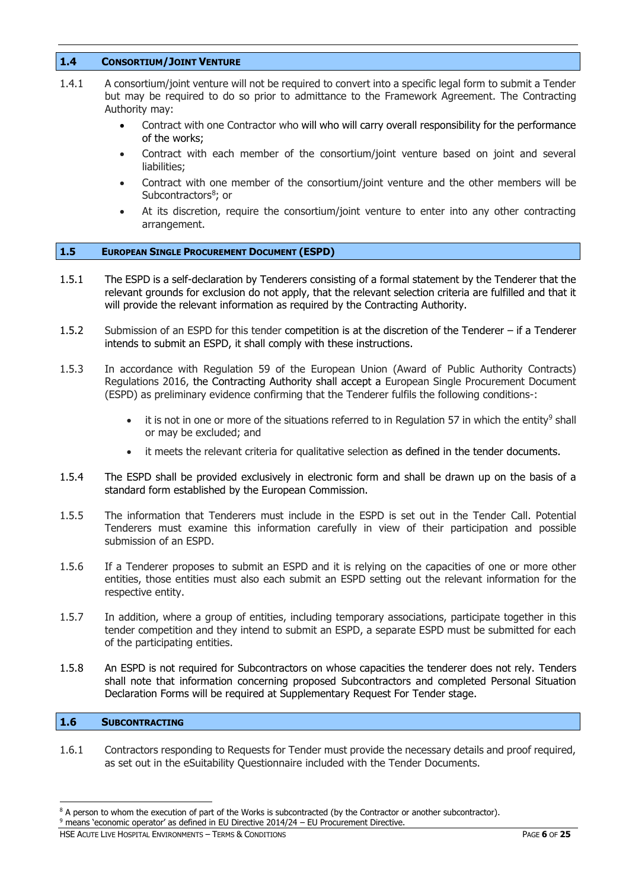## 1.4 CONSORTIUM/JOINT VENTURE

1.4.1 A consortium/joint venture will not be required to convert into a specific legal form to submit a Tender but may be required to do so prior to admittance to the Framework Agreement. The Contracting Authority may:

- Contract with one Contractor who will who will carry overall responsibility for the performance of the works;
- Contract with each member of the consortium/joint venture based on joint and several liabilities;
- Contract with one member of the consortium/joint venture and the other members will be Subcontractors[8]; or
- At its discretion, require the consortium/joint venture to enter into any other contracting arrangement.

## 1.5 EUROPEAN SINGLE PROCUREMENT DOCUMENT (ESPD)

1.5.1 The ESPD is a self-declaration by Tenderers consisting of a formal statement by the Tenderer that the relevant grounds for exclusion do not apply, that the relevant selection criteria are fulfilled and that it will provide the relevant information as required by the Contracting Authority.

1.5.2 Submission of an ESPD for this tender competition is at the discretion of the Tenderer – if a Tenderer intends to submit an ESPD, it shall comply with these instructions.

1.5.3 In accordance with Regulation 59 of the European Union (Award of Public Authority Contracts) Regulations 2016, the Contracting Authority shall accept a European Single Procurement Document (ESPD) as preliminary evidence confirming that the Tenderer fulfils the following conditions-:

- it is not in one or more of the situations referred to in Regulation 57 in which the entity[9] shall or may be excluded; and
- it meets the relevant criteria for qualitative selection as defined in the tender documents.

1.5.4 The ESPD shall be provided exclusively in electronic form and shall be drawn up on the basis of a standard form established by the European Commission.

1.5.5 The information that Tenderers must include in the ESPD is set out in the Tender Call. Potential Tenderers must examine this information carefully in view of their participation and possible submission of an ESPD.

1.5.6 If a Tenderer proposes to submit an ESPD and it is relying on the capacities of one or more other entities, those entities must also each submit an ESPD setting out the relevant information for the respective entity.

1.5.7 In addition, where a group of entities, including temporary associations, participate together in this tender competition and they intend to submit an ESPD, a separate ESPD must be submitted for each of the participating entities.

1.5.8 An ESPD is not required for Subcontractors on whose capacities the tenderer does not rely. Tenders shall note that information concerning proposed Subcontractors and completed Personal Situation Declaration Forms will be required at Supplementary Request For Tender stage.

## 1.6 SUBCONTRACTING

1.6.1 Contractors responding to Requests for Tender must provide the necessary details and proof required, as set out in the eSuitability Questionnaire included with the Tender Documents.

---

[8] A person to whom the execution of part of the Works is subcontracted (by the Contractor or another subcontractor).

[9] means 'economic operator' as defined in EU Directive 2014/24 – EU Procurement Directive.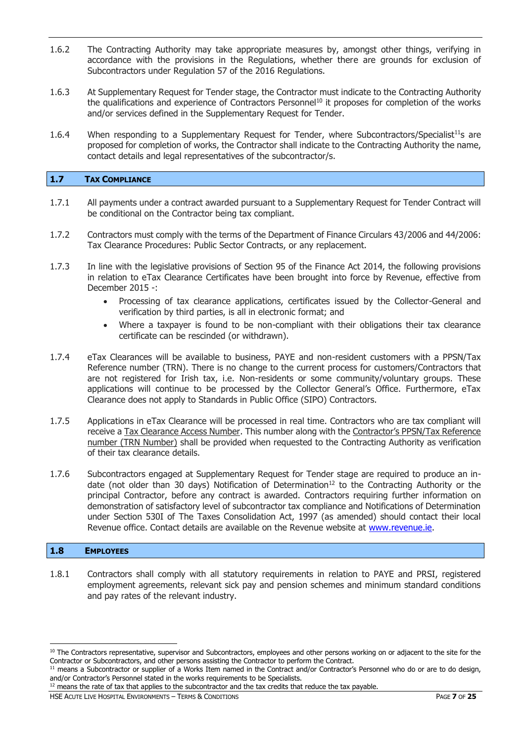1.6.2 The Contracting Authority may take appropriate measures by, amongst other things, verifying in accordance with the provisions in the Regulations, whether there are grounds for exclusion of Subcontractors under Regulation 57 of the 2016 Regulations.

1.6.3 At Supplementary Request for Tender stage, the Contractor must indicate to the Contracting Authority the qualifications and experience of Contractors Personnel[10] it proposes for completion of the works and/or services defined in the Supplementary Request for Tender.

1.6.4 When responding to a Supplementary Request for Tender, where Subcontractors/Specialist[11]s are proposed for completion of works, the Contractor shall indicate to the Contracting Authority the name, contact details and legal representatives of the subcontractor/s.

## 1.7 TAX COMPLIANCE

1.7.1 All payments under a contract awarded pursuant to a Supplementary Request for Tender Contract will be conditional on the Contractor being tax compliant.

1.7.2 Contractors must comply with the terms of the Department of Finance Circulars 43/2006 and 44/2006: Tax Clearance Procedures: Public Sector Contracts, or any replacement.

1.7.3 In line with the legislative provisions of Section 95 of the Finance Act 2014, the following provisions in relation to eTax Clearance Certificates have been brought into force by Revenue, effective from December 2015 -:

- Processing of tax clearance applications, certificates issued by the Collector-General and verification by third parties, is all in electronic format; and
- Where a taxpayer is found to be non-compliant with their obligations their tax clearance certificate can be rescinded (or withdrawn).

1.7.4 eTax Clearances will be available to business, PAYE and non-resident customers with a PPSN/Tax Reference number (TRN). There is no change to the current process for customers/Contractors that are not registered for Irish tax, i.e. Non-residents or some community/voluntary groups. These applications will continue to be processed by the Collector General's Office. Furthermore, eTax Clearance does not apply to Standards in Public Office (SIPO) Contractors.

1.7.5 Applications in eTax Clearance will be processed in real time. Contractors who are tax compliant will receive a Tax Clearance Access Number. This number along with the Contractor's PPSN/Tax Reference number (TRN Number) shall be provided when requested to the Contracting Authority as verification of their tax clearance details.

1.7.6 Subcontractors engaged at Supplementary Request for Tender stage are required to produce an in-date (not older than 30 days) Notification of Determination[12] to the Contracting Authority or the principal Contractor, before any contract is awarded. Contractors requiring further information on demonstration of satisfactory level of subcontractor tax compliance and Notifications of Determination under Section 530I of The Taxes Consolidation Act, 1997 (as amended) should contact their local Revenue office. Contact details are available on the Revenue website at www.revenue.ie.

## 1.8 EMPLOYEES

1.8.1 Contractors shall comply with all statutory requirements in relation to PAYE and PRSI, registered employment agreements, relevant sick pay and pension schemes and minimum standard conditions and pay rates of the relevant industry.

---

[10] The Contractors representative, supervisor and Subcontractors, employees and other persons working on or adjacent to the site for the Contractor or Subcontractors, and other persons assisting the Contractor to perform the Contract.

[11] means a Subcontractor or supplier of a Works Item named in the Contract and/or Contractor's Personnel who do or are to do design, and/or Contractor's Personnel stated in the works requirements to be Specialists.

[12] means the rate of tax that applies to the subcontractor and the tax credits that reduce the tax payable.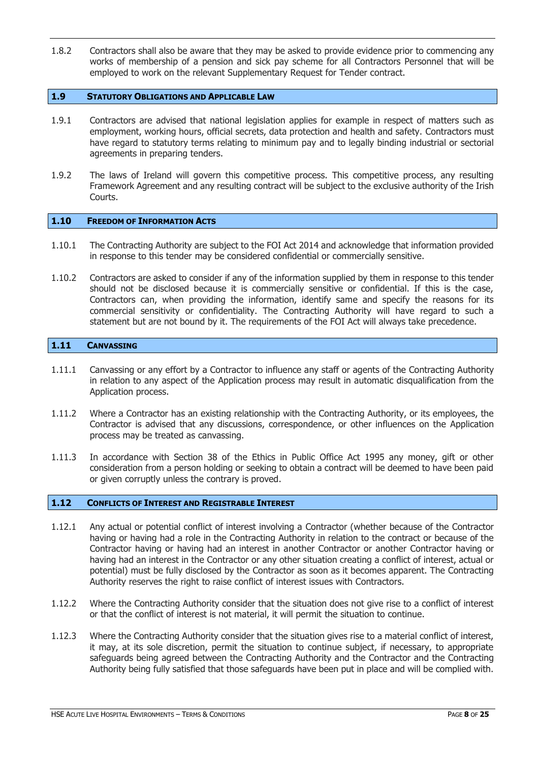1.8.2 Contractors shall also be aware that they may be asked to provide evidence prior to commencing any works of membership of a pension and sick pay scheme for all Contractors Personnel that will be employed to work on the relevant Supplementary Request for Tender contract.

## 1.9 Statutory Obligations and Applicable Law

1.9.1 Contractors are advised that national legislation applies for example in respect of matters such as employment, working hours, official secrets, data protection and health and safety. Contractors must have regard to statutory terms relating to minimum pay and to legally binding industrial or sectorial agreements in preparing tenders.

1.9.2 The laws of Ireland will govern this competitive process. This competitive process, any resulting Framework Agreement and any resulting contract will be subject to the exclusive authority of the Irish Courts.

## 1.10 Freedom of Information Acts

1.10.1 The Contracting Authority are subject to the FOI Act 2014 and acknowledge that information provided in response to this tender may be considered confidential or commercially sensitive.

1.10.2 Contractors are asked to consider if any of the information supplied by them in response to this tender should not be disclosed because it is commercially sensitive or confidential. If this is the case, Contractors can, when providing the information, identify same and specify the reasons for its commercial sensitivity or confidentiality. The Contracting Authority will have regard to such a statement but are not bound by it. The requirements of the FOI Act will always take precedence.

## 1.11 Canvassing

1.11.1 Canvassing or any effort by a Contractor to influence any staff or agents of the Contracting Authority in relation to any aspect of the Application process may result in automatic disqualification from the Application process.

1.11.2 Where a Contractor has an existing relationship with the Contracting Authority, or its employees, the Contractor is advised that any discussions, correspondence, or other influences on the Application process may be treated as canvassing.

1.11.3 In accordance with Section 38 of the Ethics in Public Office Act 1995 any money, gift or other consideration from a person holding or seeking to obtain a contract will be deemed to have been paid or given corruptly unless the contrary is proved.

## 1.12 Conflicts of Interest and Registrable Interest

1.12.1 Any actual or potential conflict of interest involving a Contractor (whether because of the Contractor having or having had a role in the Contracting Authority in relation to the contract or because of the Contractor having or having had an interest in another Contractor or another Contractor having or having had an interest in the Contractor or any other situation creating a conflict of interest, actual or potential) must be fully disclosed by the Contractor as soon as it becomes apparent. The Contracting Authority reserves the right to raise conflict of interest issues with Contractors.

1.12.2 Where the Contracting Authority consider that the situation does not give rise to a conflict of interest or that the conflict of interest is not material, it will permit the situation to continue.

1.12.3 Where the Contracting Authority consider that the situation gives rise to a material conflict of interest, it may, at its sole discretion, permit the situation to continue subject, if necessary, to appropriate safeguards being agreed between the Contracting Authority and the Contractor and the Contracting Authority being fully satisfied that those safeguards have been put in place and will be complied with.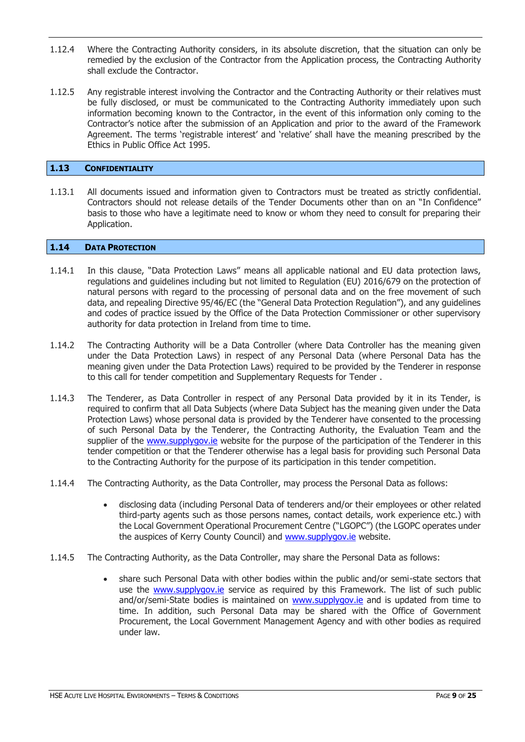1.12.4 Where the Contracting Authority considers, in its absolute discretion, that the situation can only be remedied by the exclusion of the Contractor from the Application process, the Contracting Authority shall exclude the Contractor.

1.12.5 Any registrable interest involving the Contractor and the Contracting Authority or their relatives must be fully disclosed, or must be communicated to the Contracting Authority immediately upon such information becoming known to the Contractor, in the event of this information only coming to the Contractor's notice after the submission of an Application and prior to the award of the Framework Agreement. The terms 'registrable interest' and 'relative' shall have the meaning prescribed by the Ethics in Public Office Act 1995.

## 1.13 CONFIDENTIALITY

1.13.1 All documents issued and information given to Contractors must be treated as strictly confidential. Contractors should not release details of the Tender Documents other than on an "In Confidence" basis to those who have a legitimate need to know or whom they need to consult for preparing their Application.

## 1.14 DATA PROTECTION

1.14.1 In this clause, "Data Protection Laws" means all applicable national and EU data protection laws, regulations and guidelines including but not limited to Regulation (EU) 2016/679 on the protection of natural persons with regard to the processing of personal data and on the free movement of such data, and repealing Directive 95/46/EC (the "General Data Protection Regulation"), and any guidelines and codes of practice issued by the Office of the Data Protection Commissioner or other supervisory authority for data protection in Ireland from time to time.

1.14.2 The Contracting Authority will be a Data Controller (where Data Controller has the meaning given under the Data Protection Laws) in respect of any Personal Data (where Personal Data has the meaning given under the Data Protection Laws) required to be provided by the Tenderer in response to this call for tender competition and Supplementary Requests for Tender .

1.14.3 The Tenderer, as Data Controller in respect of any Personal Data provided by it in its Tender, is required to confirm that all Data Subjects (where Data Subject has the meaning given under the Data Protection Laws) whose personal data is provided by the Tenderer have consented to the processing of such Personal Data by the Tenderer, the Contracting Authority, the Evaluation Team and the supplier of the www.supplygov.ie website for the purpose of the participation of the Tenderer in this tender competition or that the Tenderer otherwise has a legal basis for providing such Personal Data to the Contracting Authority for the purpose of its participation in this tender competition.

1.14.4 The Contracting Authority, as the Data Controller, may process the Personal Data as follows:

- disclosing data (including Personal Data of tenderers and/or their employees or other related third-party agents such as those persons names, contact details, work experience etc.) with the Local Government Operational Procurement Centre ("LGOPC") (the LGOPC operates under the auspices of Kerry County Council) and www.supplygov.ie website.

1.14.5 The Contracting Authority, as the Data Controller, may share the Personal Data as follows:

- share such Personal Data with other bodies within the public and/or semi-state sectors that use the www.supplygov.ie service as required by this Framework. The list of such public and/or/semi-State bodies is maintained on www.supplygov.ie and is updated from time to time. In addition, such Personal Data may be shared with the Office of Government Procurement, the Local Government Management Agency and with other bodies as required under law.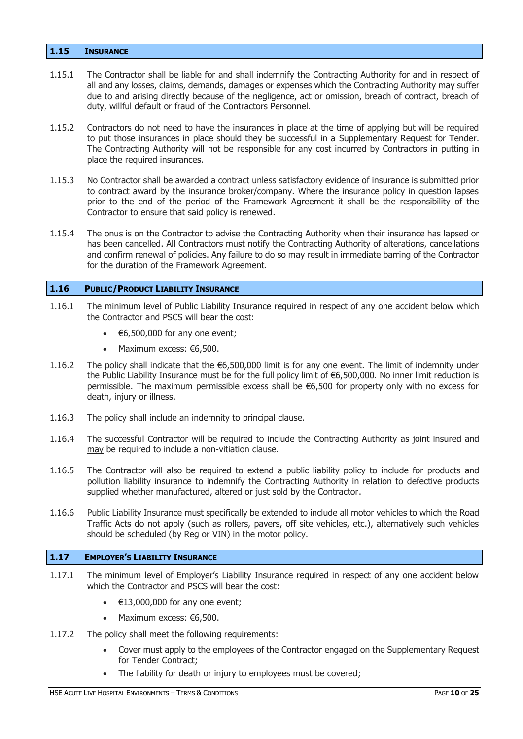## 1.15 INSURANCE

1.15.1 The Contractor shall be liable for and shall indemnify the Contracting Authority for and in respect of all and any losses, claims, demands, damages or expenses which the Contracting Authority may suffer due to and arising directly because of the negligence, act or omission, breach of contract, breach of duty, willful default or fraud of the Contractors Personnel.

1.15.2 Contractors do not need to have the insurances in place at the time of applying but will be required to put those insurances in place should they be successful in a Supplementary Request for Tender. The Contracting Authority will not be responsible for any cost incurred by Contractors in putting in place the required insurances.

1.15.3 No Contractor shall be awarded a contract unless satisfactory evidence of insurance is submitted prior to contract award by the insurance broker/company. Where the insurance policy in question lapses prior to the end of the period of the Framework Agreement it shall be the responsibility of the Contractor to ensure that said policy is renewed.

1.15.4 The onus is on the Contractor to advise the Contracting Authority when their insurance has lapsed or has been cancelled. All Contractors must notify the Contracting Authority of alterations, cancellations and confirm renewal of policies. Any failure to do so may result in immediate barring of the Contractor for the duration of the Framework Agreement.

## 1.16 PUBLIC/PRODUCT LIABILITY INSURANCE

1.16.1 The minimum level of Public Liability Insurance required in respect of any one accident below which the Contractor and PSCS will bear the cost:

- €6,500,000 for any one event;
- Maximum excess: €6,500.

1.16.2 The policy shall indicate that the €6,500,000 limit is for any one event. The limit of indemnity under the Public Liability Insurance must be for the full policy limit of €6,500,000. No inner limit reduction is permissible. The maximum permissible excess shall be €6,500 for property only with no excess for death, injury or illness.

1.16.3 The policy shall include an indemnity to principal clause.

1.16.4 The successful Contractor will be required to include the Contracting Authority as joint insured and <u>may</u> be required to include a non-vitiation clause.

1.16.5 The Contractor will also be required to extend a public liability policy to include for products and pollution liability insurance to indemnify the Contracting Authority in relation to defective products supplied whether manufactured, altered or just sold by the Contractor.

1.16.6 Public Liability Insurance must specifically be extended to include all motor vehicles to which the Road Traffic Acts do not apply (such as rollers, pavers, off site vehicles, etc.), alternatively such vehicles should be scheduled (by Reg or VIN) in the motor policy.

## 1.17 EMPLOYER'S LIABILITY INSURANCE

1.17.1 The minimum level of Employer's Liability Insurance required in respect of any one accident below which the Contractor and PSCS will bear the cost:

- €13,000,000 for any one event;
- Maximum excess: €6,500.

1.17.2 The policy shall meet the following requirements:

- Cover must apply to the employees of the Contractor engaged on the Supplementary Request for Tender Contract;
- The liability for death or injury to employees must be covered;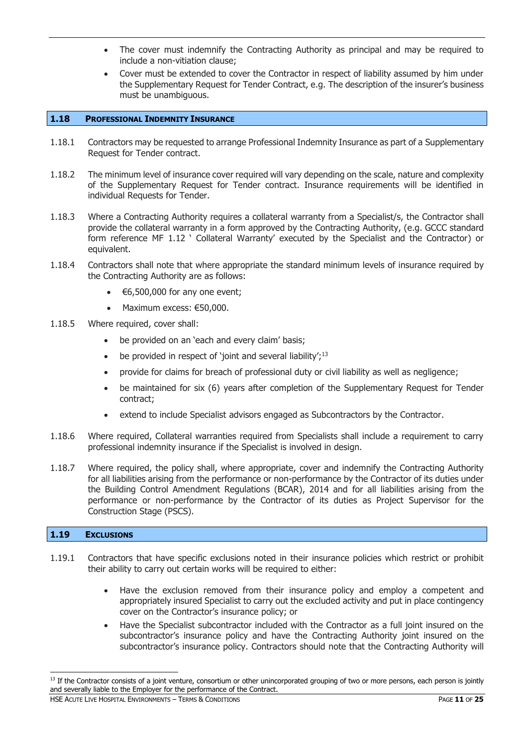- The cover must indemnify the Contracting Authority as principal and may be required to include a non-vitiation clause;
- Cover must be extended to cover the Contractor in respect of liability assumed by him under the Supplementary Request for Tender Contract, e.g. The description of the insurer's business must be unambiguous.

## 1.18 Professional Indemnity Insurance

1.18.1 Contractors may be requested to arrange Professional Indemnity Insurance as part of a Supplementary Request for Tender contract.

1.18.2 The minimum level of insurance cover required will vary depending on the scale, nature and complexity of the Supplementary Request for Tender contract. Insurance requirements will be identified in individual Requests for Tender.

1.18.3 Where a Contracting Authority requires a collateral warranty from a Specialist/s, the Contractor shall provide the collateral warranty in a form approved by the Contracting Authority, (e.g. GCCC standard form reference MF 1.12 ' Collateral Warranty' executed by the Specialist and the Contractor) or equivalent.

1.18.4 Contractors shall note that where appropriate the standard minimum levels of insurance required by the Contracting Authority are as follows:

- €6,500,000 for any one event;
- Maximum excess: €50,000.

1.18.5 Where required, cover shall:

- be provided on an 'each and every claim' basis;
- be provided in respect of 'joint and several liability';[13]
- provide for claims for breach of professional duty or civil liability as well as negligence;
- be maintained for six (6) years after completion of the Supplementary Request for Tender contract;
- extend to include Specialist advisors engaged as Subcontractors by the Contractor.

1.18.6 Where required, Collateral warranties required from Specialists shall include a requirement to carry professional indemnity insurance if the Specialist is involved in design.

1.18.7 Where required, the policy shall, where appropriate, cover and indemnify the Contracting Authority for all liabilities arising from the performance or non-performance by the Contractor of its duties under the Building Control Amendment Regulations (BCAR), 2014 and for all liabilities arising from the performance or non-performance by the Contractor of its duties as Project Supervisor for the Construction Stage (PSCS).

## 1.19 Exclusions

1.19.1 Contractors that have specific exclusions noted in their insurance policies which restrict or prohibit their ability to carry out certain works will be required to either:

- Have the exclusion removed from their insurance policy and employ a competent and appropriately insured Specialist to carry out the excluded activity and put in place contingency cover on the Contractor's insurance policy; or
- Have the Specialist subcontractor included with the Contractor as a full joint insured on the subcontractor's insurance policy and have the Contracting Authority joint insured on the subcontractor's insurance policy. Contractors should note that the Contracting Authority will

---

[13] If the Contractor consists of a joint venture, consortium or other unincorporated grouping of two or more persons, each person is jointly and severally liable to the Employer for the performance of the Contract.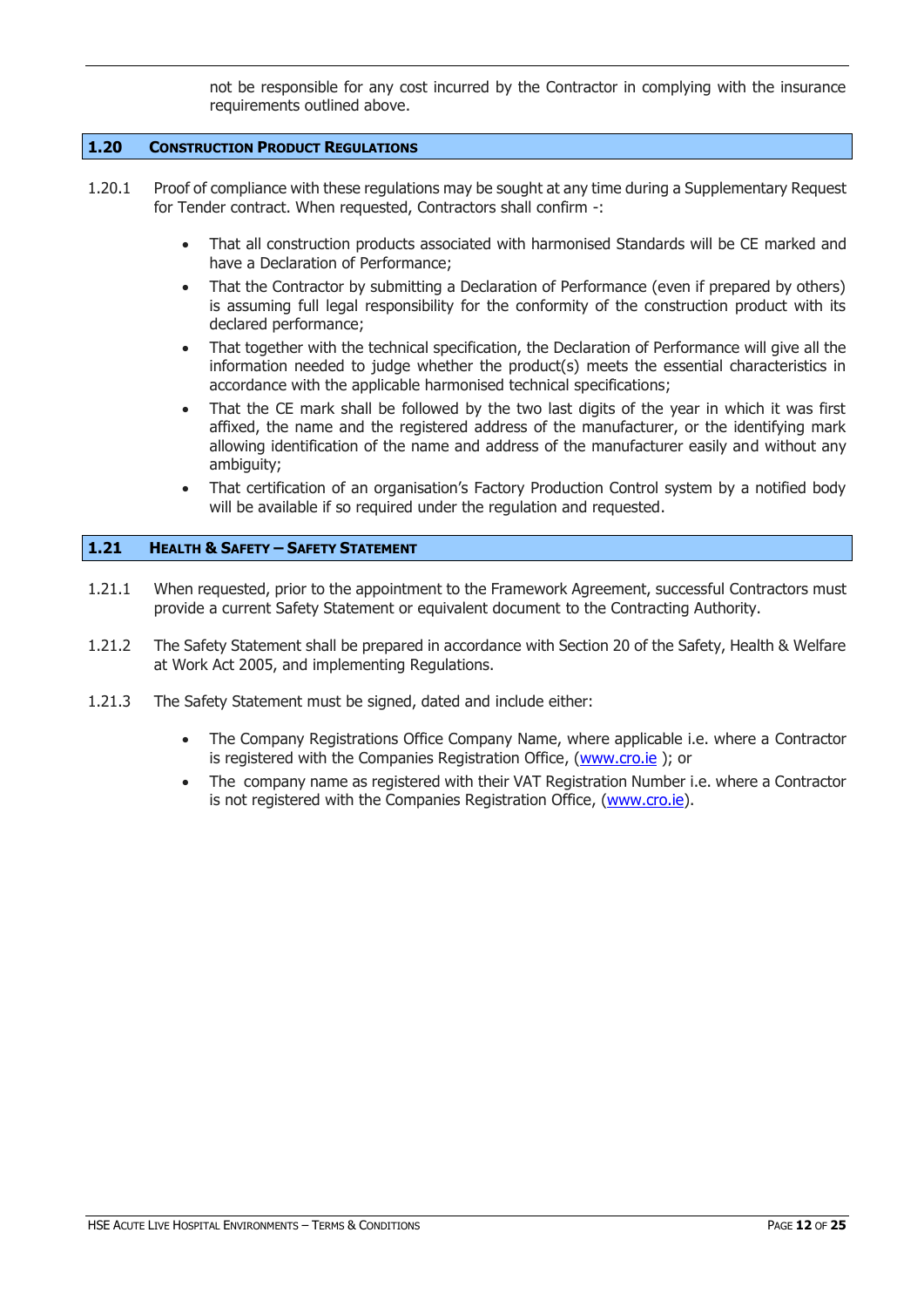not be responsible for any cost incurred by the Contractor in complying with the insurance requirements outlined above.

## 1.20 Construction Product Regulations

1.20.1 Proof of compliance with these regulations may be sought at any time during a Supplementary Request for Tender contract. When requested, Contractors shall confirm -:

- That all construction products associated with harmonised Standards will be CE marked and have a Declaration of Performance;
- That the Contractor by submitting a Declaration of Performance (even if prepared by others) is assuming full legal responsibility for the conformity of the construction product with its declared performance;
- That together with the technical specification, the Declaration of Performance will give all the information needed to judge whether the product(s) meets the essential characteristics in accordance with the applicable harmonised technical specifications;
- That the CE mark shall be followed by the two last digits of the year in which it was first affixed, the name and the registered address of the manufacturer, or the identifying mark allowing identification of the name and address of the manufacturer easily and without any ambiguity;
- That certification of an organisation's Factory Production Control system by a notified body will be available if so required under the regulation and requested.

## 1.21 Health & Safety – Safety Statement

1.21.1 When requested, prior to the appointment to the Framework Agreement, successful Contractors must provide a current Safety Statement or equivalent document to the Contracting Authority.

1.21.2 The Safety Statement shall be prepared in accordance with Section 20 of the Safety, Health & Welfare at Work Act 2005, and implementing Regulations.

1.21.3 The Safety Statement must be signed, dated and include either:

- The Company Registrations Office Company Name, where applicable i.e. where a Contractor is registered with the Companies Registration Office, (www.cro.ie ); or
- The company name as registered with their VAT Registration Number i.e. where a Contractor is not registered with the Companies Registration Office, (www.cro.ie).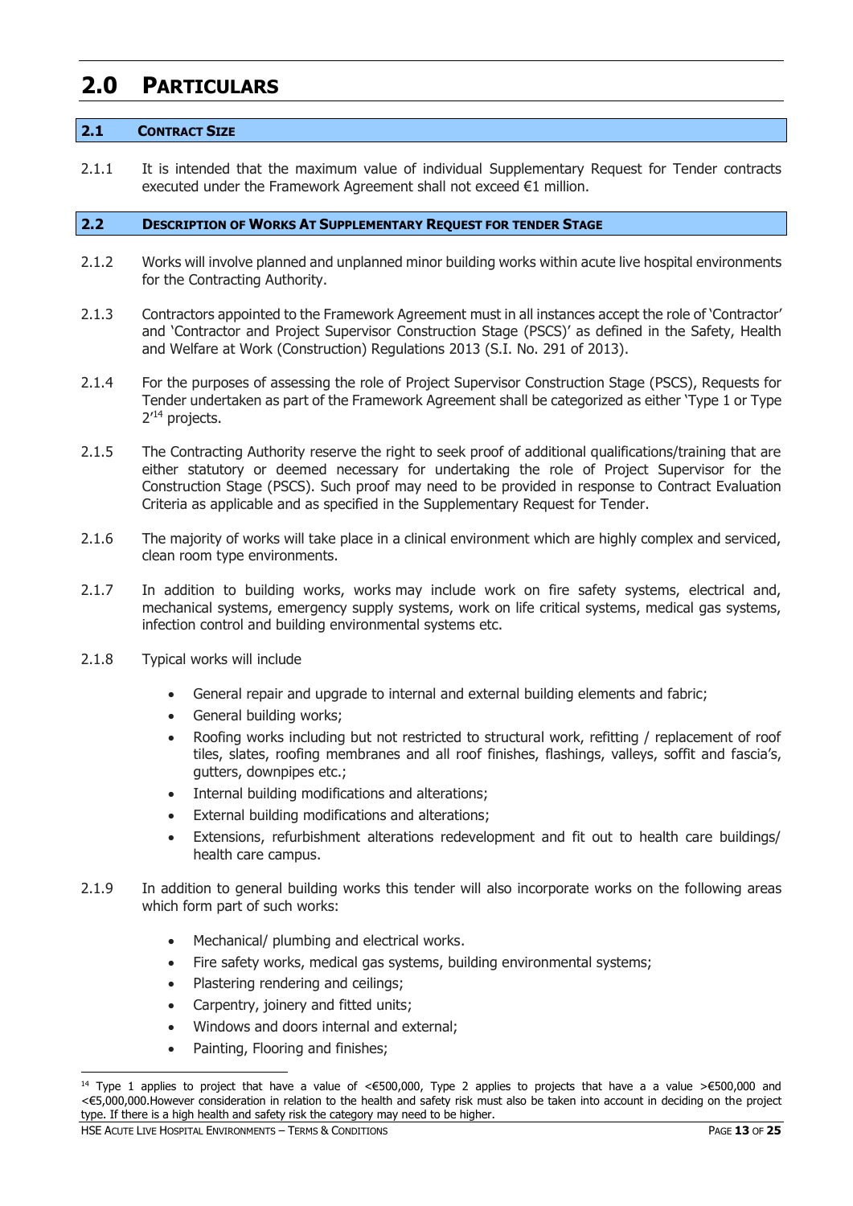# 2.0 PARTICULARS

## 2.1 CONTRACT SIZE

2.1.1 It is intended that the maximum value of individual Supplementary Request for Tender contracts executed under the Framework Agreement shall not exceed €1 million.

## 2.2 DESCRIPTION OF WORKS AT SUPPLEMENTARY REQUEST FOR TENDER STAGE

2.1.2 Works will involve planned and unplanned minor building works within acute live hospital environments for the Contracting Authority.

2.1.3 Contractors appointed to the Framework Agreement must in all instances accept the role of 'Contractor' and 'Contractor and Project Supervisor Construction Stage (PSCS)' as defined in the Safety, Health and Welfare at Work (Construction) Regulations 2013 (S.I. No. 291 of 2013).

2.1.4 For the purposes of assessing the role of Project Supervisor Construction Stage (PSCS), Requests for Tender undertaken as part of the Framework Agreement shall be categorized as either 'Type 1 or Type 2'[14] projects.

2.1.5 The Contracting Authority reserve the right to seek proof of additional qualifications/training that are either statutory or deemed necessary for undertaking the role of Project Supervisor for the Construction Stage (PSCS). Such proof may need to be provided in response to Contract Evaluation Criteria as applicable and as specified in the Supplementary Request for Tender.

2.1.6 The majority of works will take place in a clinical environment which are highly complex and serviced, clean room type environments.

2.1.7 In addition to building works, works may include work on fire safety systems, electrical and, mechanical systems, emergency supply systems, work on life critical systems, medical gas systems, infection control and building environmental systems etc.

2.1.8 Typical works will include

- General repair and upgrade to internal and external building elements and fabric;
- General building works;
- Roofing works including but not restricted to structural work, refitting / replacement of roof tiles, slates, roofing membranes and all roof finishes, flashings, valleys, soffit and fascia's, gutters, downpipes etc.;
- Internal building modifications and alterations;
- External building modifications and alterations;
- Extensions, refurbishment alterations redevelopment and fit out to health care buildings/ health care campus.

2.1.9 In addition to general building works this tender will also incorporate works on the following areas which form part of such works:

- Mechanical/ plumbing and electrical works.
- Fire safety works, medical gas systems, building environmental systems;
- Plastering rendering and ceilings;
- Carpentry, joinery and fitted units;
- Windows and doors internal and external;
- Painting, Flooring and finishes;

[14] Type 1 applies to project that have a value of <€500,000, Type 2 applies to projects that have a a value >€500,000 and <€5,000,000.However consideration in relation to the health and safety risk must also be taken into account in deciding on the project type. If there is a high health and safety risk the category may need to be higher.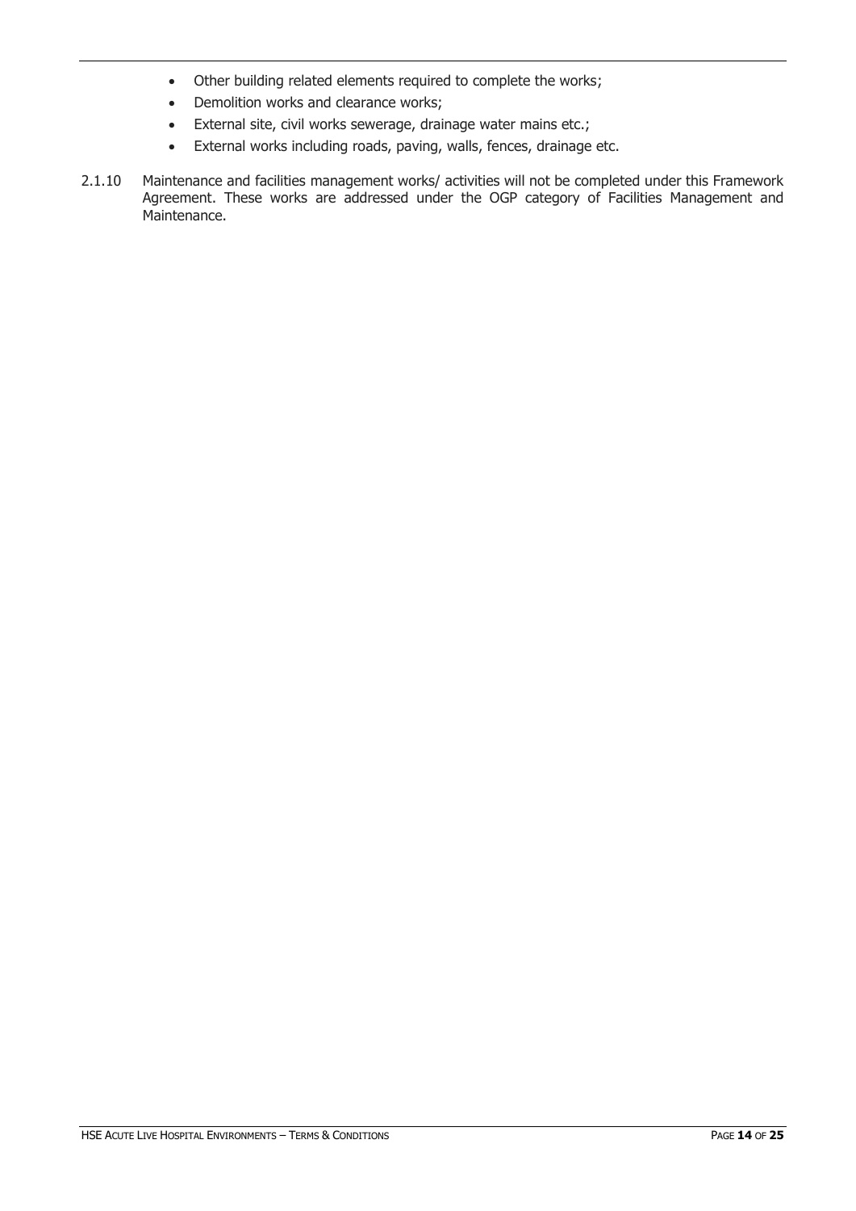- Other building related elements required to complete the works;
- Demolition works and clearance works;
- External site, civil works sewerage, drainage water mains etc.;
- External works including roads, paving, walls, fences, drainage etc.

2.1.10 Maintenance and facilities management works/ activities will not be completed under this Framework Agreement. These works are addressed under the OGP category of Facilities Management and Maintenance.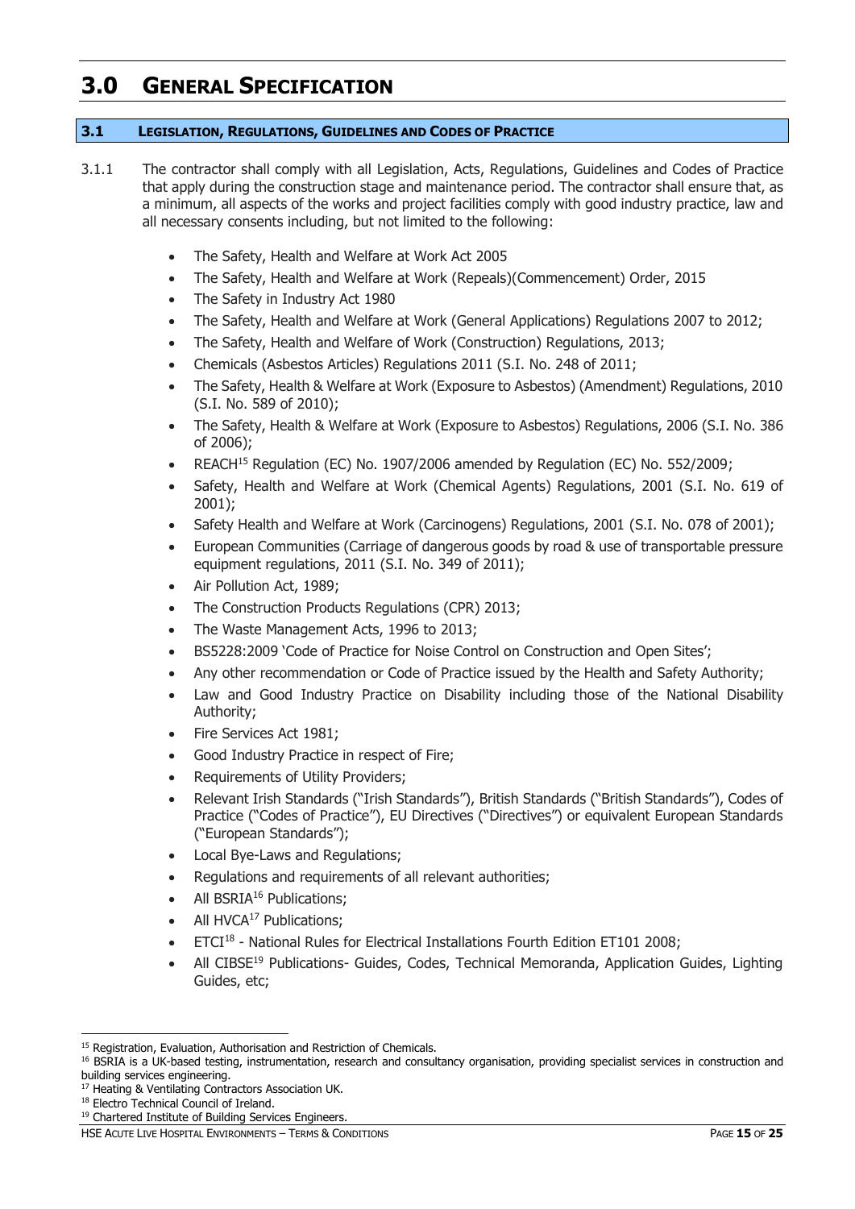# 3.0 GENERAL SPECIFICATION

## 3.1 LEGISLATION, REGULATIONS, GUIDELINES AND CODES OF PRACTICE

3.1.1 The contractor shall comply with all Legislation, Acts, Regulations, Guidelines and Codes of Practice that apply during the construction stage and maintenance period. The contractor shall ensure that, as a minimum, all aspects of the works and project facilities comply with good industry practice, law and all necessary consents including, but not limited to the following:

- The Safety, Health and Welfare at Work Act 2005
- The Safety, Health and Welfare at Work (Repeals)(Commencement) Order, 2015
- The Safety in Industry Act 1980
- The Safety, Health and Welfare at Work (General Applications) Regulations 2007 to 2012;
- The Safety, Health and Welfare of Work (Construction) Regulations, 2013;
- Chemicals (Asbestos Articles) Regulations 2011 (S.I. No. 248 of 2011;
- The Safety, Health & Welfare at Work (Exposure to Asbestos) (Amendment) Regulations, 2010 (S.I. No. 589 of 2010);
- The Safety, Health & Welfare at Work (Exposure to Asbestos) Regulations, 2006 (S.I. No. 386 of 2006);
- REACH[15] Regulation (EC) No. 1907/2006 amended by Regulation (EC) No. 552/2009;
- Safety, Health and Welfare at Work (Chemical Agents) Regulations, 2001 (S.I. No. 619 of 2001);
- Safety Health and Welfare at Work (Carcinogens) Regulations, 2001 (S.I. No. 078 of 2001);
- European Communities (Carriage of dangerous goods by road & use of transportable pressure equipment regulations, 2011 (S.I. No. 349 of 2011);
- Air Pollution Act, 1989;
- The Construction Products Regulations (CPR) 2013;
- The Waste Management Acts, 1996 to 2013;
- BS5228:2009 'Code of Practice for Noise Control on Construction and Open Sites';
- Any other recommendation or Code of Practice issued by the Health and Safety Authority;
- Law and Good Industry Practice on Disability including those of the National Disability Authority;
- Fire Services Act 1981;
- Good Industry Practice in respect of Fire;
- Requirements of Utility Providers;
- Relevant Irish Standards ("Irish Standards"), British Standards ("British Standards"), Codes of Practice ("Codes of Practice"), EU Directives ("Directives") or equivalent European Standards ("European Standards");
- Local Bye-Laws and Regulations;
- Regulations and requirements of all relevant authorities;
- All BSRIA[16] Publications;
- All HVCA[17] Publications;
- ETCI[18] - National Rules for Electrical Installations Fourth Edition ET101 2008;
- All CIBSE[19] Publications- Guides, Codes, Technical Memoranda, Application Guides, Lighting Guides, etc;

---

[15] Registration, Evaluation, Authorisation and Restriction of Chemicals.

[16] BSRIA is a UK-based testing, instrumentation, research and consultancy organisation, providing specialist services in construction and building services engineering.

[17] Heating & Ventilating Contractors Association UK.

[18] Electro Technical Council of Ireland.

[19] Chartered Institute of Building Services Engineers.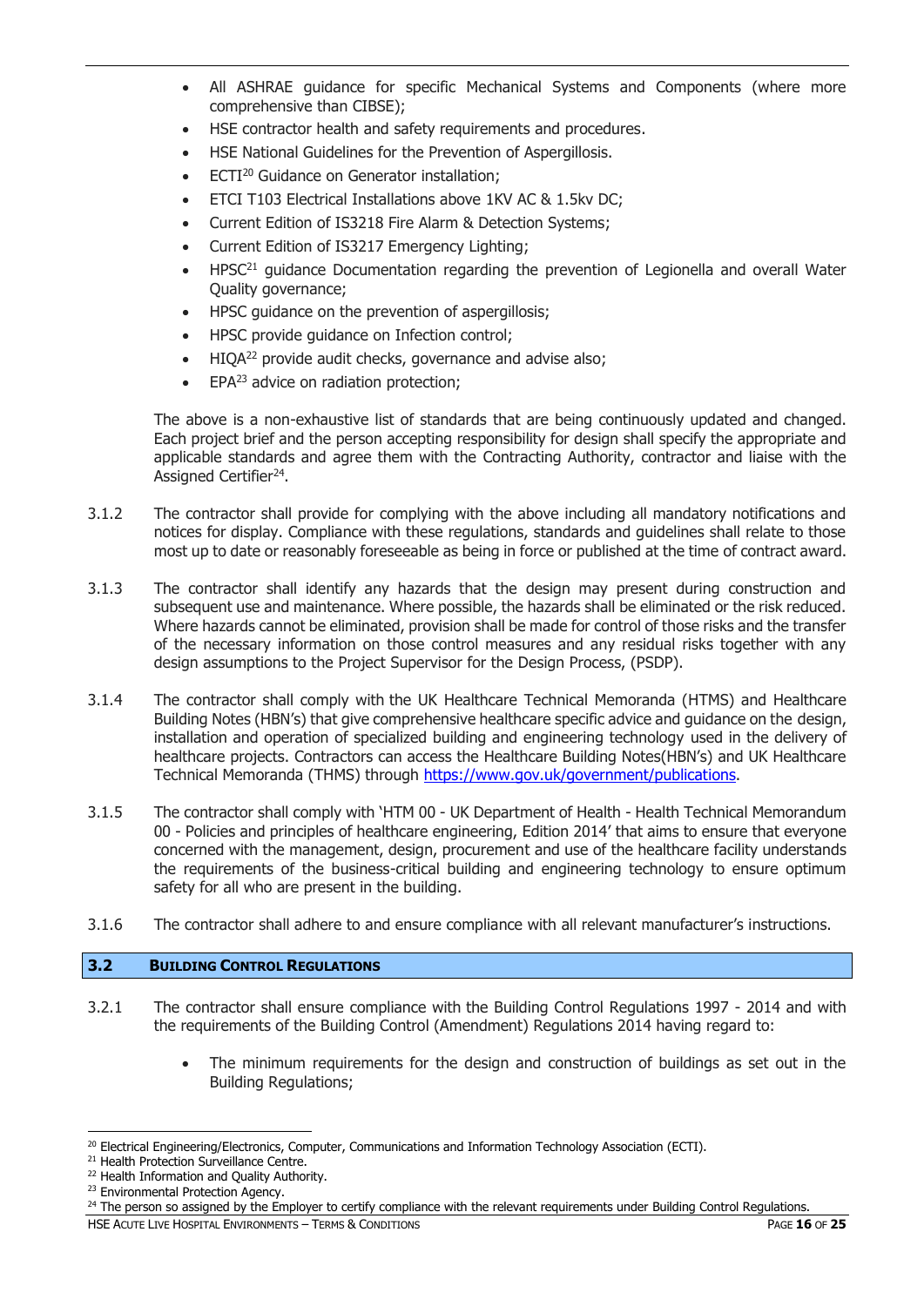- All ASHRAE guidance for specific Mechanical Systems and Components (where more comprehensive than CIBSE);
- HSE contractor health and safety requirements and procedures.
- HSE National Guidelines for the Prevention of Aspergillosis.
- ECTI[20] Guidance on Generator installation;
- ETCI T103 Electrical Installations above 1KV AC & 1.5kv DC;
- Current Edition of IS3218 Fire Alarm & Detection Systems;
- Current Edition of IS3217 Emergency Lighting;
- HPSC[21] guidance Documentation regarding the prevention of Legionella and overall Water Quality governance;
- HPSC guidance on the prevention of aspergillosis;
- HPSC provide guidance on Infection control;
- HIQA[22] provide audit checks, governance and advise also;
- EPA[23] advice on radiation protection;

The above is a non-exhaustive list of standards that are being continuously updated and changed. Each project brief and the person accepting responsibility for design shall specify the appropriate and applicable standards and agree them with the Contracting Authority, contractor and liaise with the Assigned Certifier[24].

3.1.2 The contractor shall provide for complying with the above including all mandatory notifications and notices for display. Compliance with these regulations, standards and guidelines shall relate to those most up to date or reasonably foreseeable as being in force or published at the time of contract award.

3.1.3 The contractor shall identify any hazards that the design may present during construction and subsequent use and maintenance. Where possible, the hazards shall be eliminated or the risk reduced. Where hazards cannot be eliminated, provision shall be made for control of those risks and the transfer of the necessary information on those control measures and any residual risks together with any design assumptions to the Project Supervisor for the Design Process, (PSDP).

3.1.4 The contractor shall comply with the UK Healthcare Technical Memoranda (HTMS) and Healthcare Building Notes (HBN's) that give comprehensive healthcare specific advice and guidance on the design, installation and operation of specialized building and engineering technology used in the delivery of healthcare projects. Contractors can access the Healthcare Building Notes(HBN's) and UK Healthcare Technical Memoranda (THMS) through https://www.gov.uk/government/publications.

3.1.5 The contractor shall comply with 'HTM 00 - UK Department of Health - Health Technical Memorandum 00 - Policies and principles of healthcare engineering, Edition 2014' that aims to ensure that everyone concerned with the management, design, procurement and use of the healthcare facility understands the requirements of the business-critical building and engineering technology to ensure optimum safety for all who are present in the building.

3.1.6 The contractor shall adhere to and ensure compliance with all relevant manufacturer's instructions.

## 3.2 Building Control Regulations

3.2.1 The contractor shall ensure compliance with the Building Control Regulations 1997 - 2014 and with the requirements of the Building Control (Amendment) Regulations 2014 having regard to:

- The minimum requirements for the design and construction of buildings as set out in the Building Regulations;

---

[20] Electrical Engineering/Electronics, Computer, Communications and Information Technology Association (ECTI).
[21] Health Protection Surveillance Centre.
[22] Health Information and Quality Authority.
[23] Environmental Protection Agency.
[24] The person so assigned by the Employer to certify compliance with the relevant requirements under Building Control Regulations.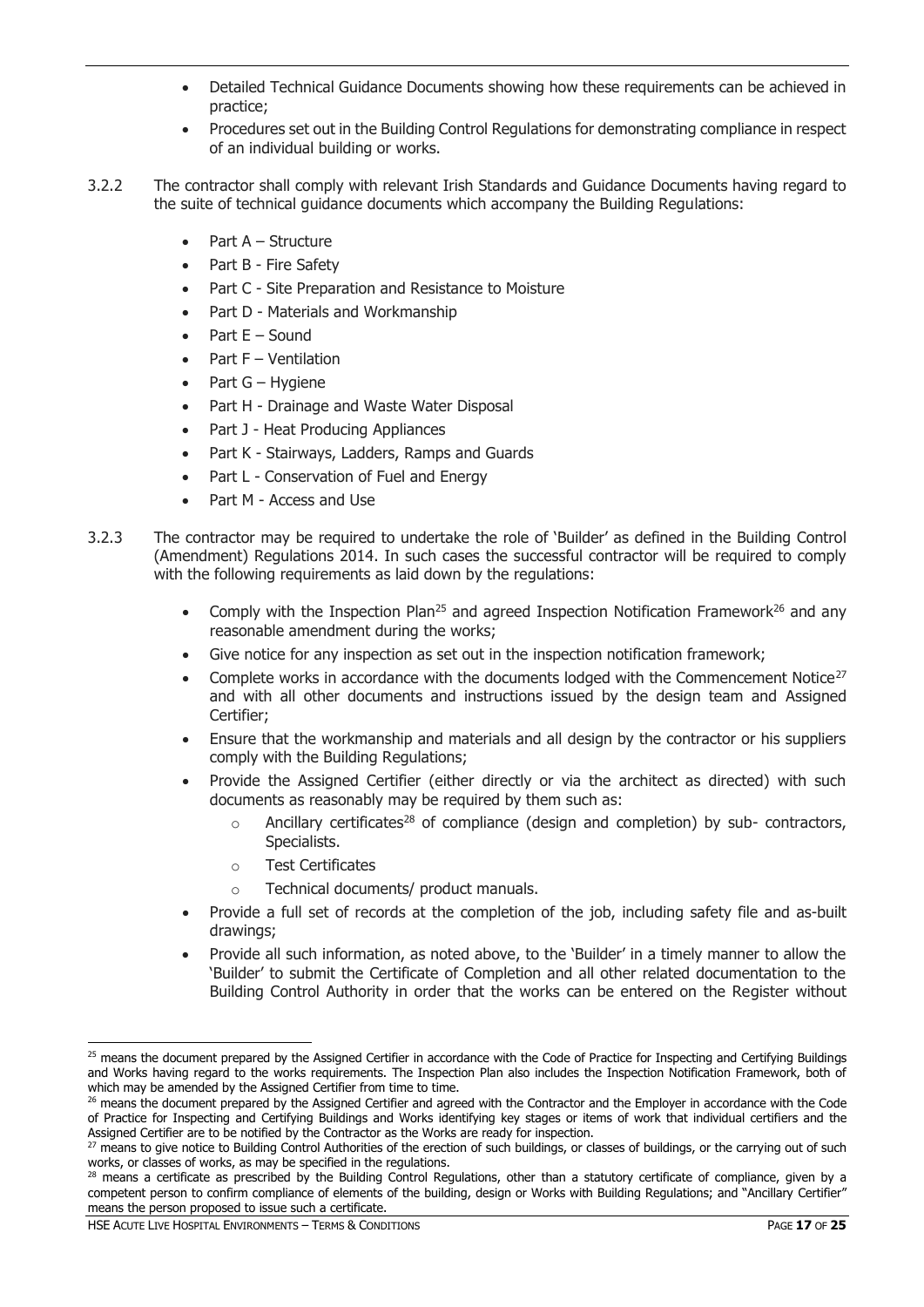- Detailed Technical Guidance Documents showing how these requirements can be achieved in practice;
- Procedures set out in the Building Control Regulations for demonstrating compliance in respect of an individual building or works.

3.2.2 The contractor shall comply with relevant Irish Standards and Guidance Documents having regard to the suite of technical guidance documents which accompany the Building Regulations:

- Part A – Structure
- Part B - Fire Safety
- Part C - Site Preparation and Resistance to Moisture
- Part D - Materials and Workmanship
- Part E – Sound
- Part F – Ventilation
- Part G – Hygiene
- Part H - Drainage and Waste Water Disposal
- Part J - Heat Producing Appliances
- Part K - Stairways, Ladders, Ramps and Guards
- Part L - Conservation of Fuel and Energy
- Part M - Access and Use

3.2.3 The contractor may be required to undertake the role of 'Builder' as defined in the Building Control (Amendment) Regulations 2014. In such cases the successful contractor will be required to comply with the following requirements as laid down by the regulations:

- Comply with the Inspection Plan[25] and agreed Inspection Notification Framework[26] and any reasonable amendment during the works;
- Give notice for any inspection as set out in the inspection notification framework;
- Complete works in accordance with the documents lodged with the Commencement Notice[27] and with all other documents and instructions issued by the design team and Assigned Certifier;
- Ensure that the workmanship and materials and all design by the contractor or his suppliers comply with the Building Regulations;
- Provide the Assigned Certifier (either directly or via the architect as directed) with such documents as reasonably may be required by them such as:
  - Ancillary certificates[28] of compliance (design and completion) by sub- contractors, Specialists.
  - Test Certificates
  - Technical documents/ product manuals.
- Provide a full set of records at the completion of the job, including safety file and as-built drawings;
- Provide all such information, as noted above, to the 'Builder' in a timely manner to allow the 'Builder' to submit the Certificate of Completion and all other related documentation to the Building Control Authority in order that the works can be entered on the Register without

[25] means the document prepared by the Assigned Certifier in accordance with the Code of Practice for Inspecting and Certifying Buildings and Works having regard to the works requirements. The Inspection Plan also includes the Inspection Notification Framework, both of which may be amended by the Assigned Certifier from time to time.

[26] means the document prepared by the Assigned Certifier and agreed with the Contractor and the Employer in accordance with the Code of Practice for Inspecting and Certifying Buildings and Works identifying key stages or items of work that individual certifiers and the Assigned Certifier are to be notified by the Contractor as the Works are ready for inspection.

[27] means to give notice to Building Control Authorities of the erection of such buildings, or classes of buildings, or the carrying out of such works, or classes of works, as may be specified in the regulations.

[28] means a certificate as prescribed by the Building Control Regulations, other than a statutory certificate of compliance, given by a competent person to confirm compliance of elements of the building, design or Works with Building Regulations; and "Ancillary Certifier" means the person proposed to issue such a certificate.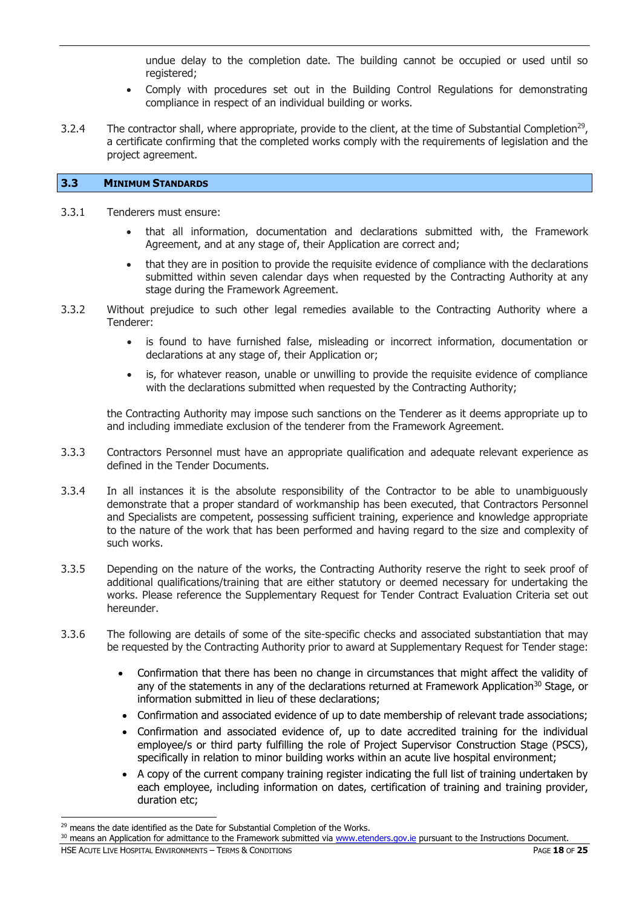undue delay to the completion date. The building cannot be occupied or used until so registered;

- Comply with procedures set out in the Building Control Regulations for demonstrating compliance in respect of an individual building or works.

3.2.4 The contractor shall, where appropriate, provide to the client, at the time of Substantial Completion[29], a certificate confirming that the completed works comply with the requirements of legislation and the project agreement.

## 3.3 MINIMUM STANDARDS

3.3.1 Tenderers must ensure:

- that all information, documentation and declarations submitted with, the Framework Agreement, and at any stage of, their Application are correct and;
- that they are in position to provide the requisite evidence of compliance with the declarations submitted within seven calendar days when requested by the Contracting Authority at any stage during the Framework Agreement.

3.3.2 Without prejudice to such other legal remedies available to the Contracting Authority where a Tenderer:

- is found to have furnished false, misleading or incorrect information, documentation or declarations at any stage of, their Application or;
- is, for whatever reason, unable or unwilling to provide the requisite evidence of compliance with the declarations submitted when requested by the Contracting Authority;

the Contracting Authority may impose such sanctions on the Tenderer as it deems appropriate up to and including immediate exclusion of the tenderer from the Framework Agreement.

3.3.3 Contractors Personnel must have an appropriate qualification and adequate relevant experience as defined in the Tender Documents.

3.3.4 In all instances it is the absolute responsibility of the Contractor to be able to unambiguously demonstrate that a proper standard of workmanship has been executed, that Contractors Personnel and Specialists are competent, possessing sufficient training, experience and knowledge appropriate to the nature of the work that has been performed and having regard to the size and complexity of such works.

3.3.5 Depending on the nature of the works, the Contracting Authority reserve the right to seek proof of additional qualifications/training that are either statutory or deemed necessary for undertaking the works. Please reference the Supplementary Request for Tender Contract Evaluation Criteria set out hereunder.

3.3.6 The following are details of some of the site-specific checks and associated substantiation that may be requested by the Contracting Authority prior to award at Supplementary Request for Tender stage:

- Confirmation that there has been no change in circumstances that might affect the validity of any of the statements in any of the declarations returned at Framework Application[30] Stage, or information submitted in lieu of these declarations;
- Confirmation and associated evidence of up to date membership of relevant trade associations;
- Confirmation and associated evidence of, up to date accredited training for the individual employee/s or third party fulfilling the role of Project Supervisor Construction Stage (PSCS), specifically in relation to minor building works within an acute live hospital environment;
- A copy of the current company training register indicating the full list of training undertaken by each employee, including information on dates, certification of training and training provider, duration etc;

[29] means the date identified as the Date for Substantial Completion of the Works.

[30] means an Application for admittance to the Framework submitted via www.etenders.gov.ie pursuant to the Instructions Document.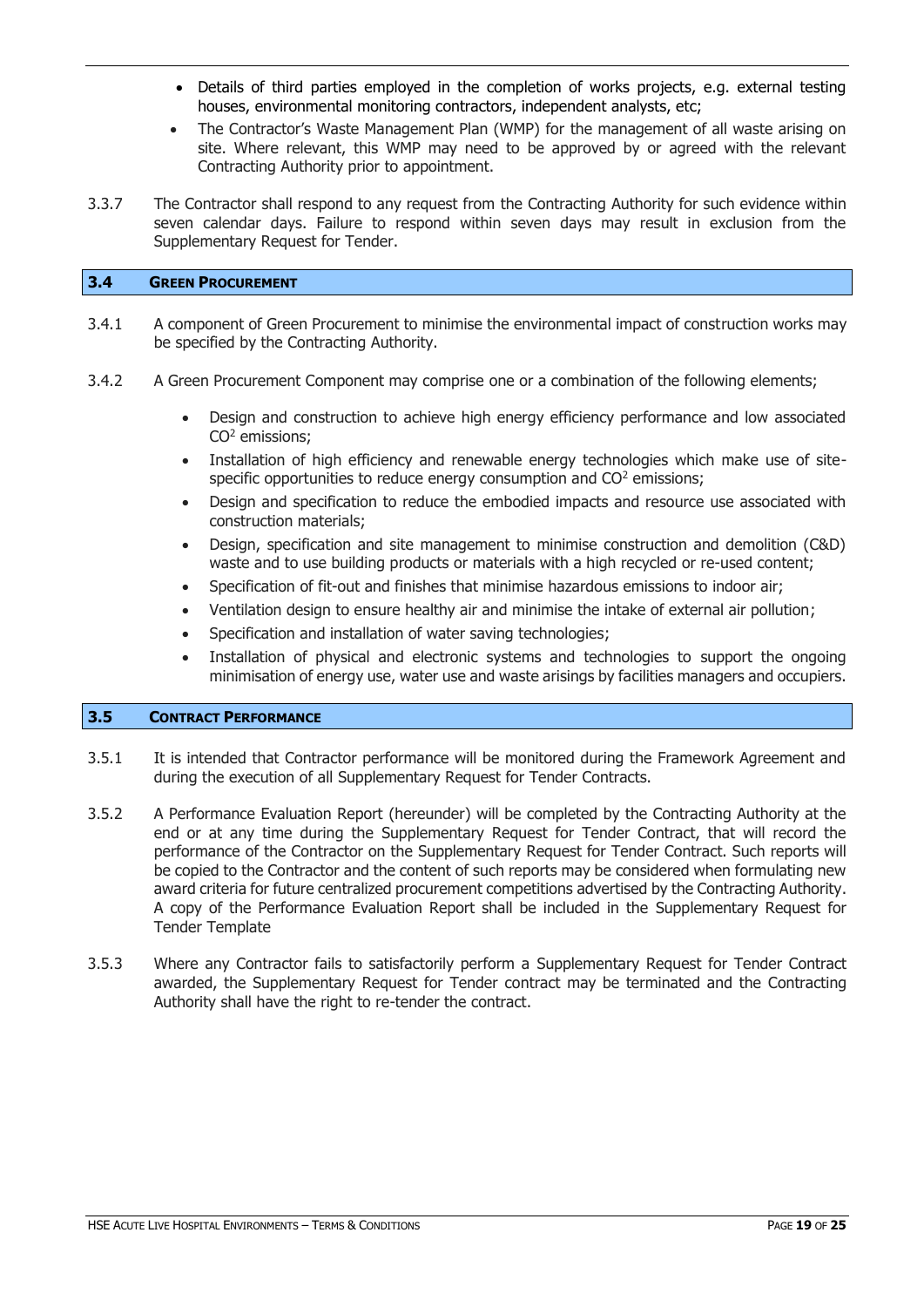- Details of third parties employed in the completion of works projects, e.g. external testing houses, environmental monitoring contractors, independent analysts, etc;
- The Contractor's Waste Management Plan (WMP) for the management of all waste arising on site. Where relevant, this WMP may need to be approved by or agreed with the relevant Contracting Authority prior to appointment.

3.3.7 The Contractor shall respond to any request from the Contracting Authority for such evidence within seven calendar days. Failure to respond within seven days may result in exclusion from the Supplementary Request for Tender.

## 3.4 GREEN PROCUREMENT

3.4.1 A component of Green Procurement to minimise the environmental impact of construction works may be specified by the Contracting Authority.

3.4.2 A Green Procurement Component may comprise one or a combination of the following elements;

- Design and construction to achieve high energy efficiency performance and low associated $CO^2$ emissions;
- Installation of high efficiency and renewable energy technologies which make use of site-specific opportunities to reduce energy consumption and $CO^2$ emissions;
- Design and specification to reduce the embodied impacts and resource use associated with construction materials;
- Design, specification and site management to minimise construction and demolition (C&D) waste and to use building products or materials with a high recycled or re-used content;
- Specification of fit-out and finishes that minimise hazardous emissions to indoor air;
- Ventilation design to ensure healthy air and minimise the intake of external air pollution;
- Specification and installation of water saving technologies;
- Installation of physical and electronic systems and technologies to support the ongoing minimisation of energy use, water use and waste arisings by facilities managers and occupiers.

## 3.5 CONTRACT PERFORMANCE

3.5.1 It is intended that Contractor performance will be monitored during the Framework Agreement and during the execution of all Supplementary Request for Tender Contracts.

3.5.2 A Performance Evaluation Report (hereunder) will be completed by the Contracting Authority at the end or at any time during the Supplementary Request for Tender Contract, that will record the performance of the Contractor on the Supplementary Request for Tender Contract. Such reports will be copied to the Contractor and the content of such reports may be considered when formulating new award criteria for future centralized procurement competitions advertised by the Contracting Authority. A copy of the Performance Evaluation Report shall be included in the Supplementary Request for Tender Template

3.5.3 Where any Contractor fails to satisfactorily perform a Supplementary Request for Tender Contract awarded, the Supplementary Request for Tender contract may be terminated and the Contracting Authority shall have the right to re-tender the contract.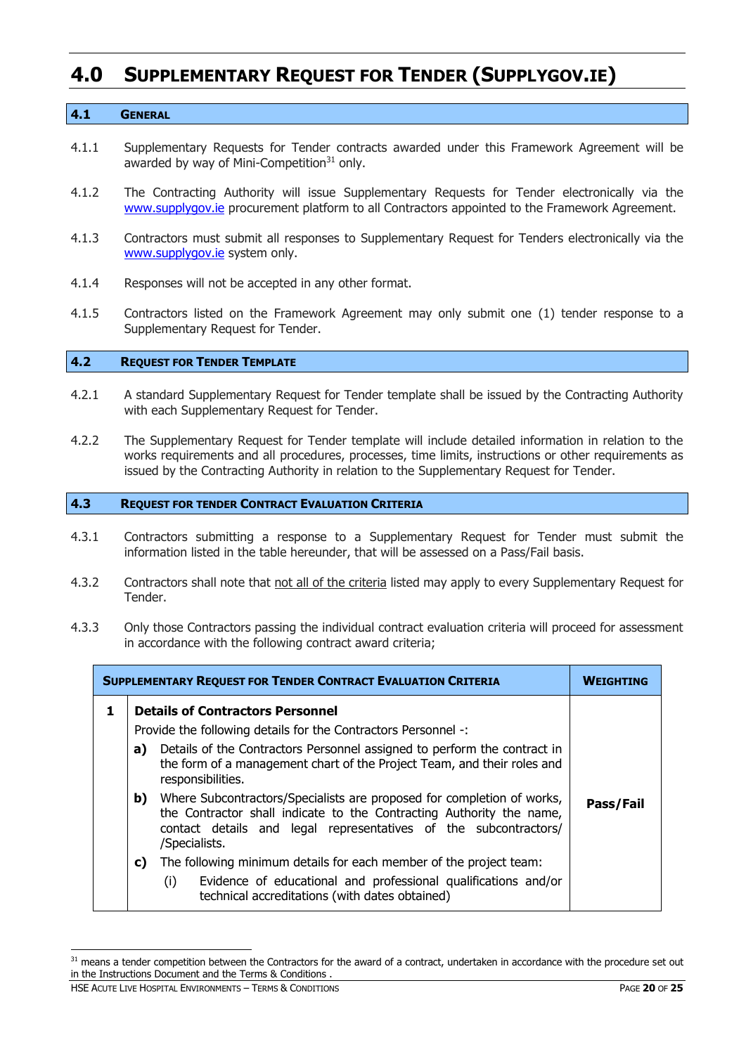# 4.0 Supplementary Request for Tender (SUPPLYGOV.IE)

## 4.1 General

4.1.1 Supplementary Requests for Tender contracts awarded under this Framework Agreement will be awarded by way of Mini-Competition[31] only.

4.1.2 The Contracting Authority will issue Supplementary Requests for Tender electronically via the www.supplygov.ie procurement platform to all Contractors appointed to the Framework Agreement.

4.1.3 Contractors must submit all responses to Supplementary Request for Tenders electronically via the www.supplygov.ie system only.

4.1.4 Responses will not be accepted in any other format.

4.1.5 Contractors listed on the Framework Agreement may only submit one (1) tender response to a Supplementary Request for Tender.

## 4.2 Request for Tender Template

4.2.1 A standard Supplementary Request for Tender template shall be issued by the Contracting Authority with each Supplementary Request for Tender.

4.2.2 The Supplementary Request for Tender template will include detailed information in relation to the works requirements and all procedures, processes, time limits, instructions or other requirements as issued by the Contracting Authority in relation to the Supplementary Request for Tender.

## 4.3 Request for Tender Contract Evaluation Criteria

4.3.1 Contractors submitting a response to a Supplementary Request for Tender must submit the information listed in the table hereunder, that will be assessed on a Pass/Fail basis.

4.3.2 Contractors shall note that not all of the criteria listed may apply to every Supplementary Request for Tender.

4.3.3 Only those Contractors passing the individual contract evaluation criteria will proceed for assessment in accordance with the following contract award criteria;

| | Supplementary Request for Tender Contract Evaluation Criteria | Weighting |
|---|---|---|
| **1** | **Details of Contractors Personnel**<br>Provide the following details for the Contractors Personnel -:<br>**a)** Details of the Contractors Personnel assigned to perform the contract in the form of a management chart of the Project Team, and their roles and responsibilities.<br>**b)** Where Subcontractors/Specialists are proposed for completion of works, the Contractor shall indicate to the Contracting Authority the name, contact details and legal representatives of the subcontractors/ /Specialists.<br>**c)** The following minimum details for each member of the project team:<br>(i) Evidence of educational and professional qualifications and/or technical accreditations (with dates obtained) | **Pass/Fail** |

[31] means a tender competition between the Contractors for the award of a contract, undertaken in accordance with the procedure set out in the Instructions Document and the Terms & Conditions .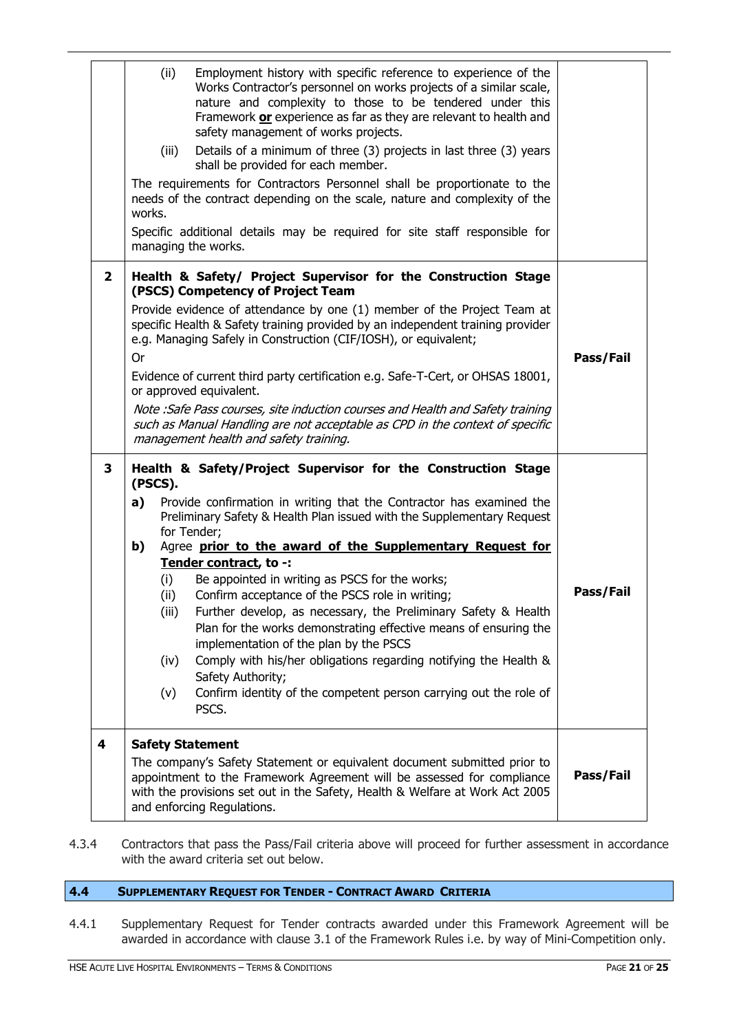| | | |
|---|---|---|
| | (ii) Employment history with specific reference to experience of the Works Contractor's personnel on works projects of a similar scale, nature and complexity to those to be tendered under this Framework **or** experience as far as they are relevant to health and safety management of works projects.<br>(iii) Details of a minimum of three (3) projects in last three (3) years shall be provided for each member.<br>The requirements for Contractors Personnel shall be proportionate to the needs of the contract depending on the scale, nature and complexity of the works.<br>Specific additional details may be required for site staff responsible for managing the works. | |
| **2** | **Health & Safety/ Project Supervisor for the Construction Stage (PSCS) Competency of Project Team**<br>Provide evidence of attendance by one (1) member of the Project Team at specific Health & Safety training provided by an independent training provider e.g. Managing Safely in Construction (CIF/IOSH), or equivalent;<br>Or<br>Evidence of current third party certification e.g. Safe-T-Cert, or OHSAS 18001, or approved equivalent.<br>*Note :Safe Pass courses, site induction courses and Health and Safety training such as Manual Handling are not acceptable as CPD in the context of specific management health and safety training.* | **Pass/Fail** |
| **3** | **Health & Safety/Project Supervisor for the Construction Stage (PSCS).**<br>**a)** Provide confirmation in writing that the Contractor has examined the Preliminary Safety & Health Plan issued with the Supplementary Request for Tender;<br>**b)** Agree **<u>prior to the award of the Supplementary Request for Tender contract</u>, to -:**<br>(i) Be appointed in writing as PSCS for the works;<br>(ii) Confirm acceptance of the PSCS role in writing;<br>(iii) Further develop, as necessary, the Preliminary Safety & Health Plan for the works demonstrating effective means of ensuring the implementation of the plan by the PSCS<br>(iv) Comply with his/her obligations regarding notifying the Health & Safety Authority;<br>(v) Confirm identity of the competent person carrying out the role of PSCS. | **Pass/Fail** |
| **4** | **Safety Statement**<br>The company's Safety Statement or equivalent document submitted prior to appointment to the Framework Agreement will be assessed for compliance with the provisions set out in the Safety, Health & Welfare at Work Act 2005 and enforcing Regulations. | **Pass/Fail** |

4.3.4 Contractors that pass the Pass/Fail criteria above will proceed for further assessment in accordance with the award criteria set out below.

## 4.4 SUPPLEMENTARY REQUEST FOR TENDER - CONTRACT AWARD CRITERIA

4.4.1 Supplementary Request for Tender contracts awarded under this Framework Agreement will be awarded in accordance with clause 3.1 of the Framework Rules i.e. by way of Mini-Competition only.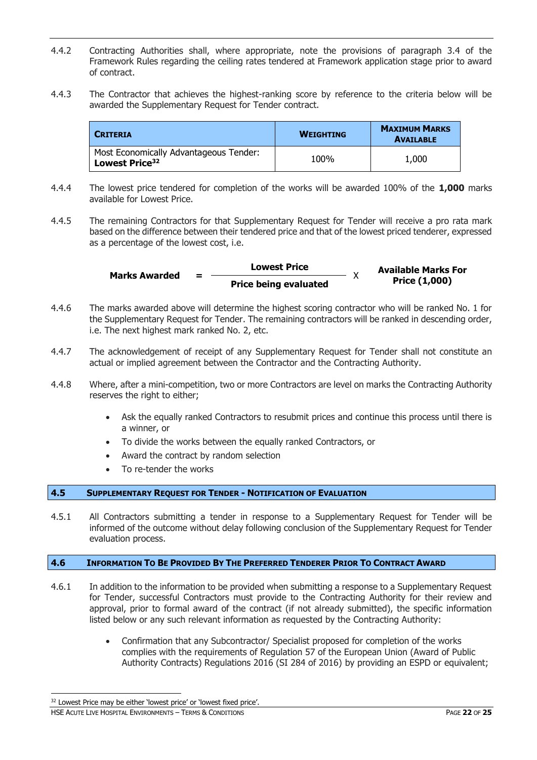4.4.2 Contracting Authorities shall, where appropriate, note the provisions of paragraph 3.4 of the Framework Rules regarding the ceiling rates tendered at Framework application stage prior to award of contract.

4.4.3 The Contractor that achieves the highest-ranking score by reference to the criteria below will be awarded the Supplementary Request for Tender contract.

| **Criteria** | **Weighting** | **Maximum Marks Available** |
|---|---|---|
| Most Economically Advantageous Tender: **Lowest Price**[32] | 100% | 1,000 |

4.4.4 The lowest price tendered for completion of the works will be awarded 100% of the **1,000** marks available for Lowest Price.

4.4.5 The remaining Contractors for that Supplementary Request for Tender will receive a pro rata mark based on the difference between their tendered price and that of the lowest priced tenderer, expressed as a percentage of the lowest cost, i.e.

$$\textbf{Marks Awarded} = \frac{\textbf{Lowest Price}}{\textbf{Price being evaluated}} \times \textbf{Available Marks For Price (1,000)}$$

4.4.6 The marks awarded above will determine the highest scoring contractor who will be ranked No. 1 for the Supplementary Request for Tender. The remaining contractors will be ranked in descending order, i.e. The next highest mark ranked No. 2, etc.

4.4.7 The acknowledgement of receipt of any Supplementary Request for Tender shall not constitute an actual or implied agreement between the Contractor and the Contracting Authority.

4.4.8 Where, after a mini-competition, two or more Contractors are level on marks the Contracting Authority reserves the right to either;

- Ask the equally ranked Contractors to resubmit prices and continue this process until there is a winner, or
- To divide the works between the equally ranked Contractors, or
- Award the contract by random selection
- To re-tender the works

## 4.5 Supplementary Request for Tender - Notification of Evaluation

4.5.1 All Contractors submitting a tender in response to a Supplementary Request for Tender will be informed of the outcome without delay following conclusion of the Supplementary Request for Tender evaluation process.

## 4.6 Information To Be Provided By The Preferred Tenderer Prior To Contract Award

4.6.1 In addition to the information to be provided when submitting a response to a Supplementary Request for Tender, successful Contractors must provide to the Contracting Authority for their review and approval, prior to formal award of the contract (if not already submitted), the specific information listed below or any such relevant information as requested by the Contracting Authority:

- Confirmation that any Subcontractor/ Specialist proposed for completion of the works complies with the requirements of Regulation 57 of the European Union (Award of Public Authority Contracts) Regulations 2016 (SI 284 of 2016) by providing an ESPD or equivalent;

[32] Lowest Price may be either 'lowest price' or 'lowest fixed price'.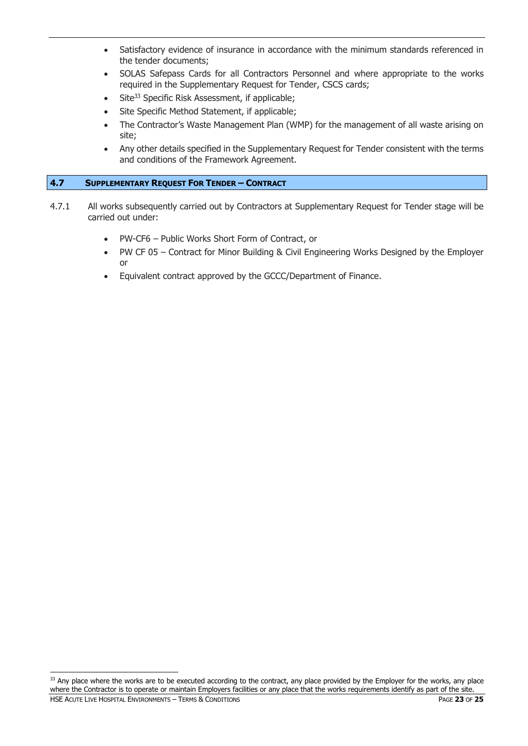- Satisfactory evidence of insurance in accordance with the minimum standards referenced in the tender documents;
- SOLAS Safepass Cards for all Contractors Personnel and where appropriate to the works required in the Supplementary Request for Tender, CSCS cards;
- Site[33] Specific Risk Assessment, if applicable;
- Site Specific Method Statement, if applicable;
- The Contractor's Waste Management Plan (WMP) for the management of all waste arising on site;
- Any other details specified in the Supplementary Request for Tender consistent with the terms and conditions of the Framework Agreement.

## 4.7 SUPPLEMENTARY REQUEST FOR TENDER – CONTRACT

4.7.1 All works subsequently carried out by Contractors at Supplementary Request for Tender stage will be carried out under:

- PW-CF6 – Public Works Short Form of Contract, or
- PW CF 05 – Contract for Minor Building & Civil Engineering Works Designed by the Employer or
- Equivalent contract approved by the GCCC/Department of Finance.

[33] Any place where the works are to be executed according to the contract, any place provided by the Employer for the works, any place where the Contractor is to operate or maintain Employers facilities or any place that the works requirements identify as part of the site.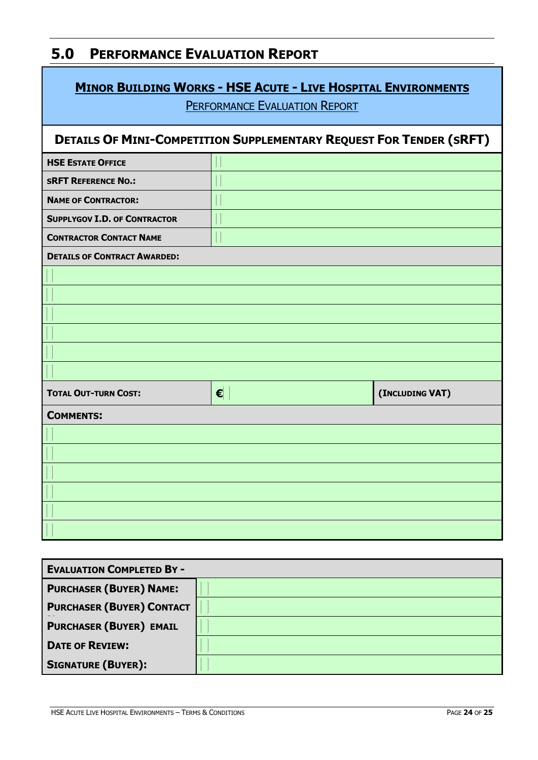## 5.0 Performance Evaluation Report

| **Minor Building Works - HSE Acute - Live Hospital Environments**<br>Performance Evaluation Report | | |
|---|---|---|
| **Details Of Mini-Competition Supplementary Request For Tender (sRFT)** | | |
| **HSE Estate Office** | | |
| **sRFT Reference No.:** | | |
| **Name of Contractor:** | | |
| **SupplyGov I.D. of Contractor** | | |
| **Contractor Contact Name** | | |
| **Details of Contract Awarded:** | | |
| | | |
| | | |
| | | |
| | | |
| | | |
| | | |
| **Total Out-Turn Cost:** | **€** | **(Including VAT)** |
| **Comments:** | | |
| | | |
| | | |
| | | |
| | | |
| | | |
| | | |

| **Evaluation Completed By -** | |
|---|---|
| **Purchaser (Buyer) Name:** | |
| **Purchaser (Buyer) Contact** | |
| **Purchaser (Buyer) email** | |
| **Date of Review:** | |
| **Signature (Buyer):** | |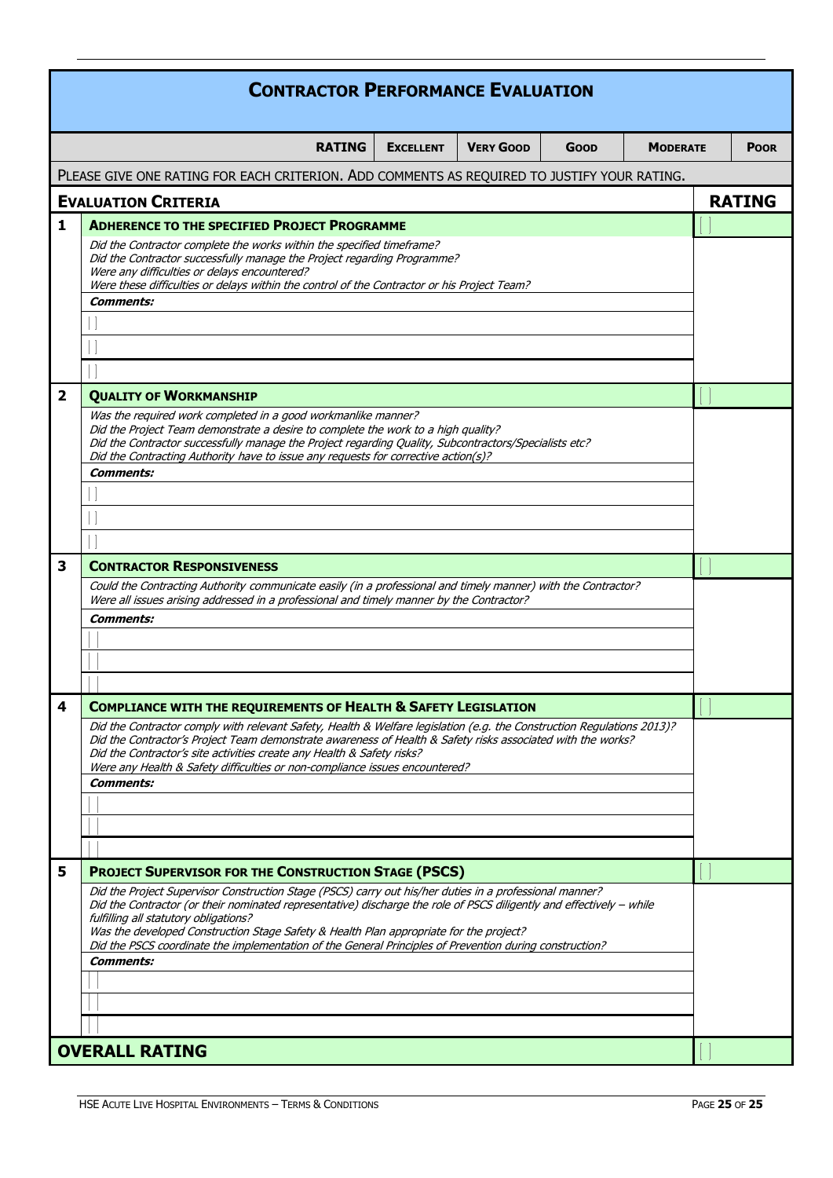# CONTRACTOR PERFORMANCE EVALUATION

| RATING | EXCELLENT | VERY GOOD | GOOD | MODERATE | POOR |
|---|---|---|---|---|---|

PLEASE GIVE ONE RATING FOR EACH CRITERION. ADD COMMENTS AS REQUIRED TO JUSTIFY YOUR RATING.

| | EVALUATION CRITERIA | RATING |
|---|---|---|
| **1** | **ADHERENCE TO THE SPECIFIED PROJECT PROGRAMME** | [ ] |
| | *Did the Contractor complete the works within the specified timeframe?*<br>*Did the Contractor successfully manage the Project regarding Programme?*<br>*Were any difficulties or delays encountered?*<br>*Were these difficulties or delays within the control of the Contractor or his Project Team?* | |
| | ***Comments:*** | |
| | [ ] | |
| | [ ] | |
| | [ ] | |
| **2** | **QUALITY OF WORKMANSHIP** | [ ] |
| | *Was the required work completed in a good workmanlike manner?*<br>*Did the Project Team demonstrate a desire to complete the work to a high quality?*<br>*Did the Contractor successfully manage the Project regarding Quality, Subcontractors/Specialists etc?*<br>*Did the Contracting Authority have to issue any requests for corrective action(s)?* | |
| | ***Comments:*** | |
| | [ ] | |
| | [ ] | |
| | [ ] | |
| **3** | **CONTRACTOR RESPONSIVENESS** | [ ] |
| | *Could the Contracting Authority communicate easily (in a professional and timely manner) with the Contractor?*<br>*Were all issues arising addressed in a professional and timely manner by the Contractor?* | |
| | ***Comments:*** | |
| | [ ] | |
| | [ ] | |
| | [ ] | |
| **4** | **COMPLIANCE WITH THE REQUIREMENTS OF HEALTH & SAFETY LEGISLATION** | [ ] |
| | *Did the Contractor comply with relevant Safety, Health & Welfare legislation (e.g. the Construction Regulations 2013)?*<br>*Did the Contractor's Project Team demonstrate awareness of Health & Safety risks associated with the works?*<br>*Did the Contractor's site activities create any Health & Safety risks?*<br>*Were any Health & Safety difficulties or non-compliance issues encountered?* | |
| | ***Comments:*** | |
| | [ ] | |
| | [ ] | |
| | [ ] | |
| **5** | **PROJECT SUPERVISOR FOR THE CONSTRUCTION STAGE (PSCS)** | [ ] |
| | *Did the Project Supervisor Construction Stage (PSCS) carry out his/her duties in a professional manner?*<br>*Did the Contractor (or their nominated representative) discharge the role of PSCS diligently and effectively – while fulfilling all statutory obligations?*<br>*Was the developed Construction Stage Safety & Health Plan appropriate for the project?*<br>*Did the PSCS coordinate the implementation of the General Principles of Prevention during construction?* | |
| | ***Comments:*** | |
| | [ ] | |
| | [ ] | |
| | [ ] | |
| | **OVERALL RATING** | [ ] |